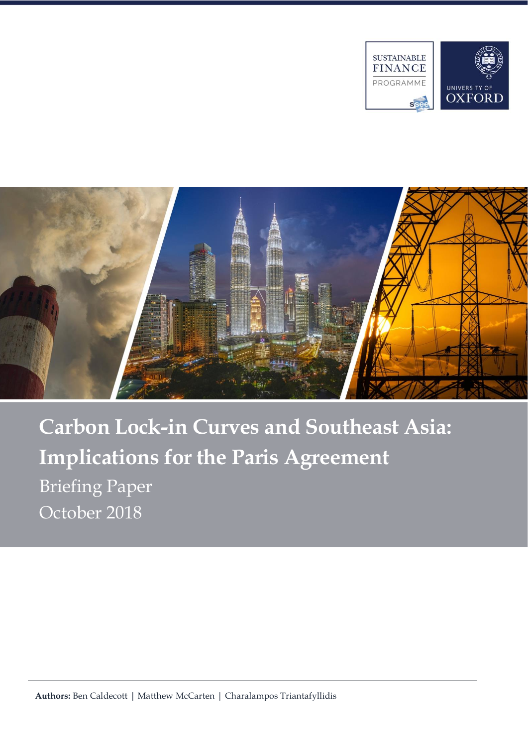SUSTAINABLE FINANCE PROGRAMME

UNIVERSITY OF OXFORD

# Carbon Lock-in Curves and Southeast Asia: Implications for the Paris Agreement

Briefing Paper

October 2018

**Authors:** Ben Caldecott | Matthew McCarten | Charalampos Triantafyllidis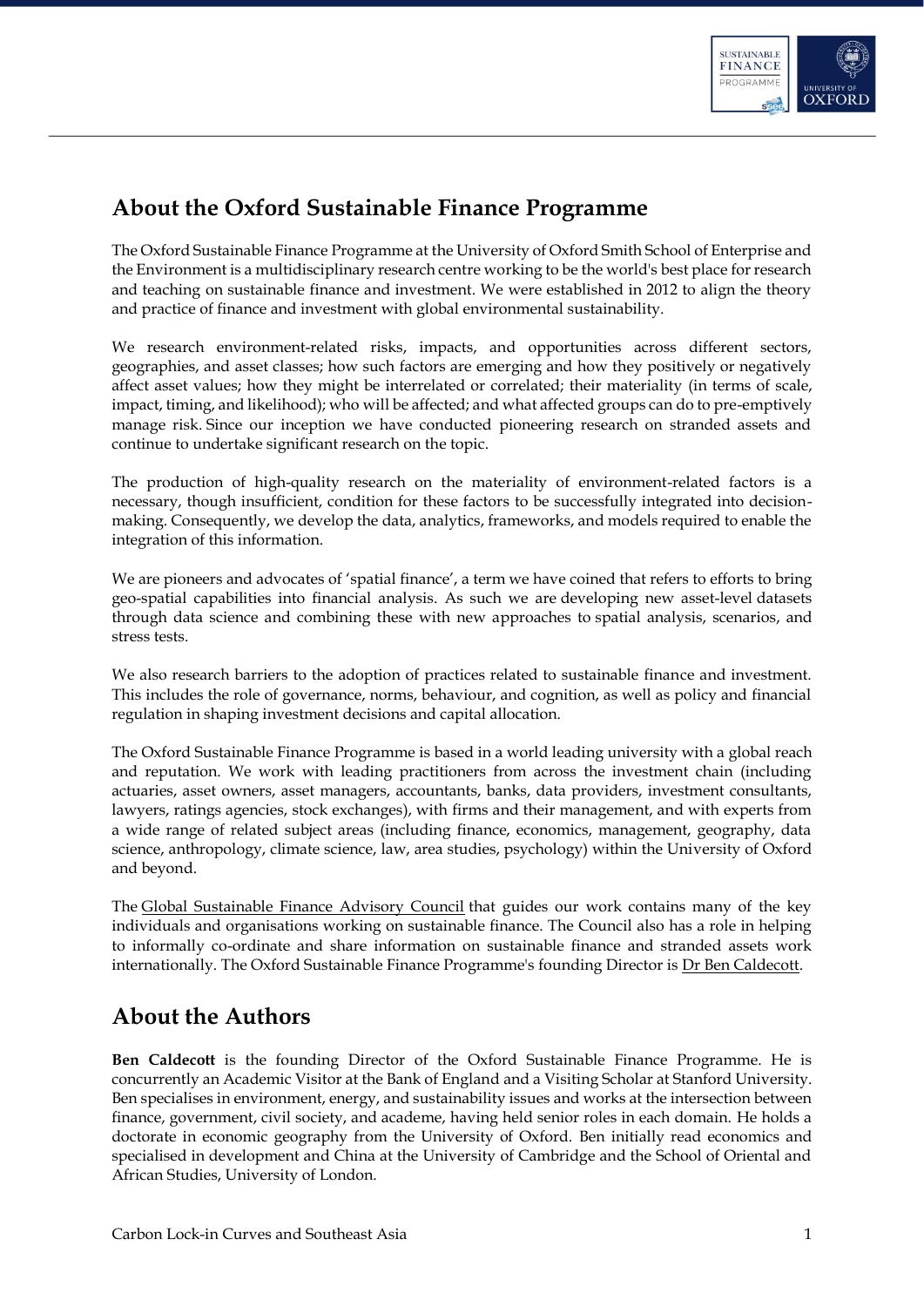## About the Oxford Sustainable Finance Programme

The Oxford Sustainable Finance Programme at the University of Oxford Smith School of Enterprise and the Environment is a multidisciplinary research centre working to be the world's best place for research and teaching on sustainable finance and investment. We were established in 2012 to align the theory and practice of finance and investment with global environmental sustainability.

We research environment-related risks, impacts, and opportunities across different sectors, geographies, and asset classes; how such factors are emerging and how they positively or negatively affect asset values; how they might be interrelated or correlated; their materiality (in terms of scale, impact, timing, and likelihood); who will be affected; and what affected groups can do to pre-emptively manage risk. Since our inception we have conducted pioneering research on stranded assets and continue to undertake significant research on the topic.

The production of high-quality research on the materiality of environment-related factors is a necessary, though insufficient, condition for these factors to be successfully integrated into decision-making. Consequently, we develop the data, analytics, frameworks, and models required to enable the integration of this information.

We are pioneers and advocates of 'spatial finance', a term we have coined that refers to efforts to bring geo-spatial capabilities into financial analysis. As such we are developing new asset-level datasets through data science and combining these with new approaches to spatial analysis, scenarios, and stress tests.

We also research barriers to the adoption of practices related to sustainable finance and investment. This includes the role of governance, norms, behaviour, and cognition, as well as policy and financial regulation in shaping investment decisions and capital allocation.

The Oxford Sustainable Finance Programme is based in a world leading university with a global reach and reputation. We work with leading practitioners from across the investment chain (including actuaries, asset owners, asset managers, accountants, banks, data providers, investment consultants, lawyers, ratings agencies, stock exchanges), with firms and their management, and with experts from a wide range of related subject areas (including finance, economics, management, geography, data science, anthropology, climate science, law, area studies, psychology) within the University of Oxford and beyond.

The Global Sustainable Finance Advisory Council that guides our work contains many of the key individuals and organisations working on sustainable finance. The Council also has a role in helping to informally co-ordinate and share information on sustainable finance and stranded assets work internationally. The Oxford Sustainable Finance Programme's founding Director is Dr Ben Caldecott.

## About the Authors

**Ben Caldecott** is the founding Director of the Oxford Sustainable Finance Programme. He is concurrently an Academic Visitor at the Bank of England and a Visiting Scholar at Stanford University. Ben specialises in environment, energy, and sustainability issues and works at the intersection between finance, government, civil society, and academe, having held senior roles in each domain. He holds a doctorate in economic geography from the University of Oxford. Ben initially read economics and specialised in development and China at the University of Cambridge and the School of Oriental and African Studies, University of London.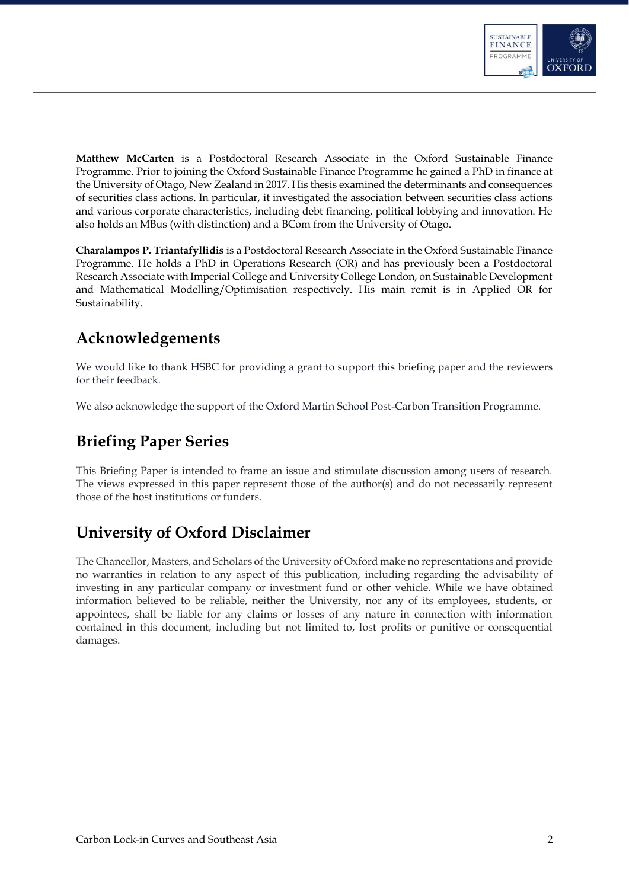**Matthew McCarten** is a Postdoctoral Research Associate in the Oxford Sustainable Finance Programme. Prior to joining the Oxford Sustainable Finance Programme he gained a PhD in finance at the University of Otago, New Zealand in 2017. His thesis examined the determinants and consequences of securities class actions. In particular, it investigated the association between securities class actions and various corporate characteristics, including debt financing, political lobbying and innovation. He also holds an MBus (with distinction) and a BCom from the University of Otago.

**Charalampos P. Triantafyllidis** is a Postdoctoral Research Associate in the Oxford Sustainable Finance Programme. He holds a PhD in Operations Research (OR) and has previously been a Postdoctoral Research Associate with Imperial College and University College London, on Sustainable Development and Mathematical Modelling/Optimisation respectively. His main remit is in Applied OR for Sustainability.

## Acknowledgements

We would like to thank HSBC for providing a grant to support this briefing paper and the reviewers for their feedback.

We also acknowledge the support of the Oxford Martin School Post-Carbon Transition Programme.

## Briefing Paper Series

This Briefing Paper is intended to frame an issue and stimulate discussion among users of research. The views expressed in this paper represent those of the author(s) and do not necessarily represent those of the host institutions or funders.

## University of Oxford Disclaimer

The Chancellor, Masters, and Scholars of the University of Oxford make no representations and provide no warranties in relation to any aspect of this publication, including regarding the advisability of investing in any particular company or investment fund or other vehicle. While we have obtained information believed to be reliable, neither the University, nor any of its employees, students, or appointees, shall be liable for any claims or losses of any nature in connection with information contained in this document, including but not limited to, lost profits or punitive or consequential damages.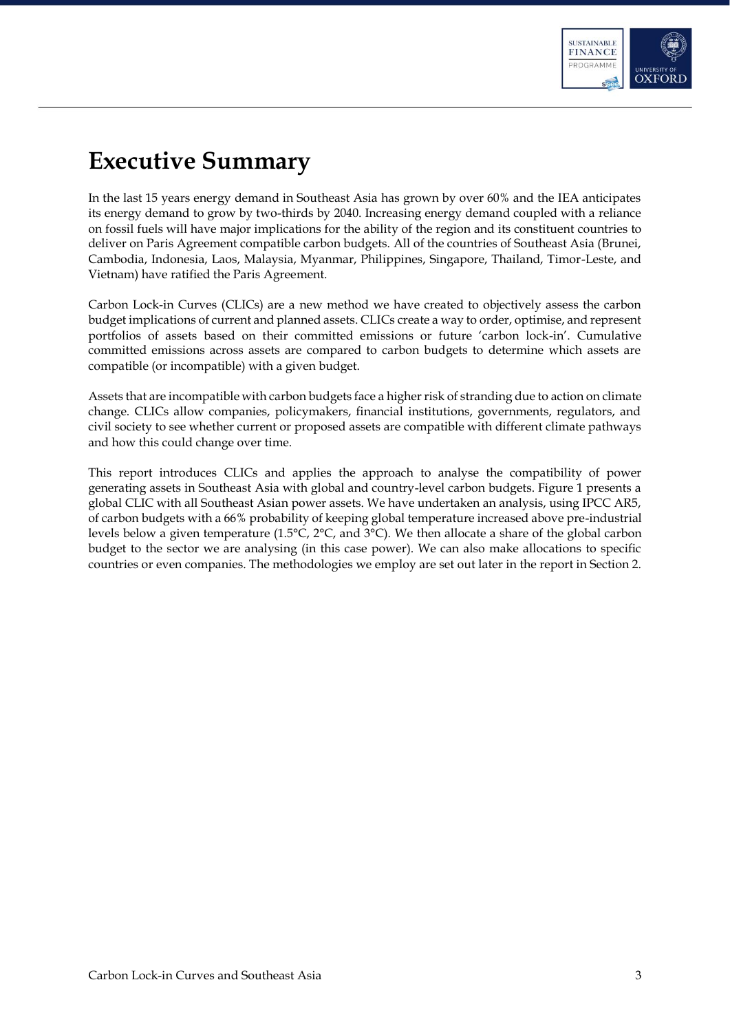# Executive Summary

In the last 15 years energy demand in Southeast Asia has grown by over 60% and the IEA anticipates its energy demand to grow by two-thirds by 2040. Increasing energy demand coupled with a reliance on fossil fuels will have major implications for the ability of the region and its constituent countries to deliver on Paris Agreement compatible carbon budgets. All of the countries of Southeast Asia (Brunei, Cambodia, Indonesia, Laos, Malaysia, Myanmar, Philippines, Singapore, Thailand, Timor-Leste, and Vietnam) have ratified the Paris Agreement.

Carbon Lock-in Curves (CLICs) are a new method we have created to objectively assess the carbon budget implications of current and planned assets. CLICs create a way to order, optimise, and represent portfolios of assets based on their committed emissions or future 'carbon lock-in'. Cumulative committed emissions across assets are compared to carbon budgets to determine which assets are compatible (or incompatible) with a given budget.

Assets that are incompatible with carbon budgets face a higher risk of stranding due to action on climate change. CLICs allow companies, policymakers, financial institutions, governments, regulators, and civil society to see whether current or proposed assets are compatible with different climate pathways and how this could change over time.

This report introduces CLICs and applies the approach to analyse the compatibility of power generating assets in Southeast Asia with global and country-level carbon budgets. Figure 1 presents a global CLIC with all Southeast Asian power assets. We have undertaken an analysis, using IPCC AR5, of carbon budgets with a 66% probability of keeping global temperature increased above pre-industrial levels below a given temperature (1.5°C, 2°C, and 3°C). We then allocate a share of the global carbon budget to the sector we are analysing (in this case power). We can also make allocations to specific countries or even companies. The methodologies we employ are set out later in the report in Section 2.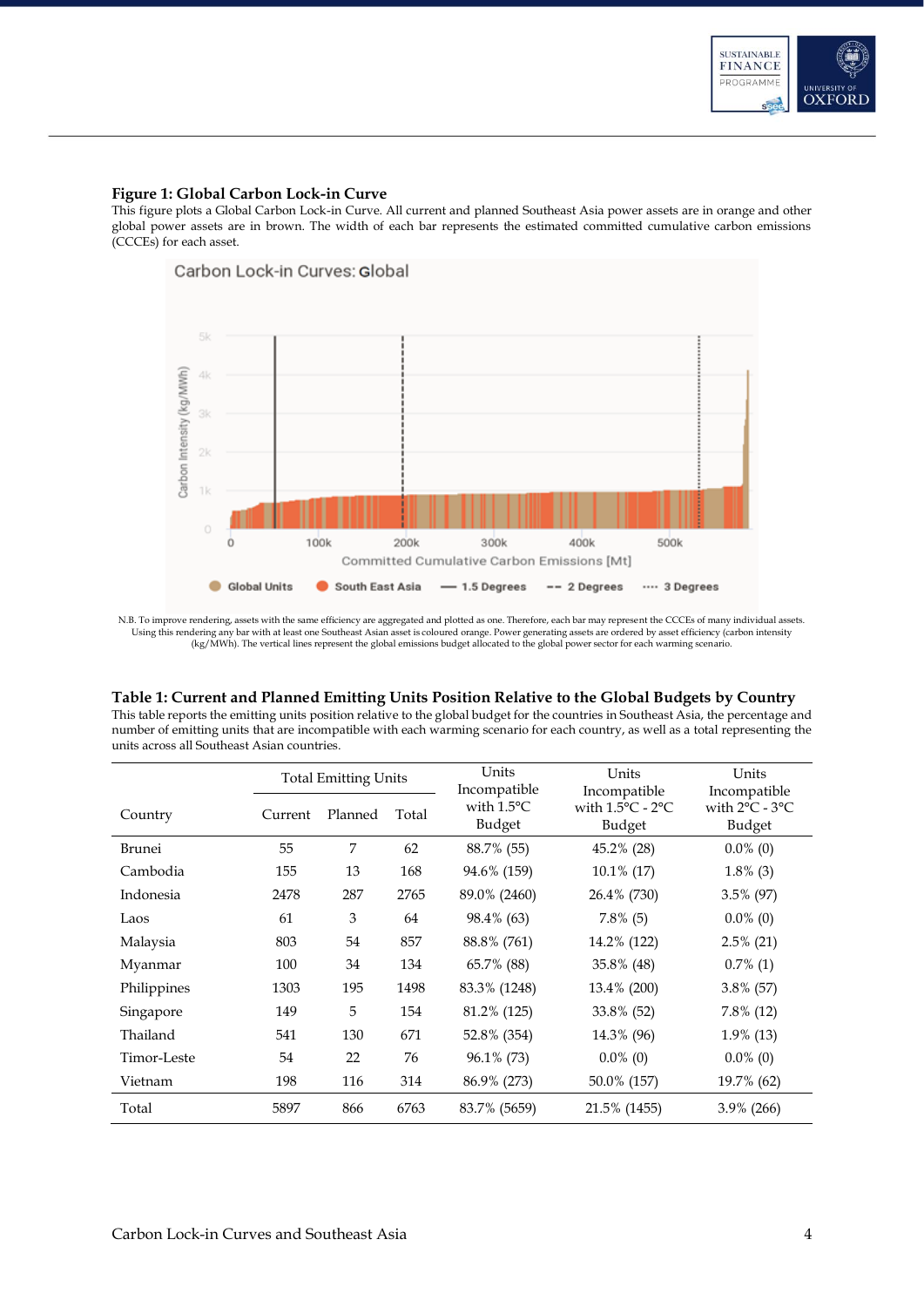**Figure 1: Global Carbon Lock-in Curve**

This figure plots a Global Carbon Lock-in Curve. All current and planned Southeast Asia power assets are in orange and other global power assets are in brown. The width of each bar represents the estimated committed cumulative carbon emissions (CCCEs) for each asset.

N.B. To improve rendering, assets with the same efficiency are aggregated and plotted as one. Therefore, each bar may represent the CCCEs of many individual assets. Using this rendering any bar with at least one Southeast Asian asset is coloured orange. Power generating assets are ordered by asset efficiency (carbon intensity (kg/MWh). The vertical lines represent the global emissions budget allocated to the global power sector for each warming scenario.

**Table 1: Current and Planned Emitting Units Position Relative to the Global Budgets by Country**

This table reports the emitting units position relative to the global budget for the countries in Southeast Asia, the percentage and number of emitting units that are incompatible with each warming scenario for each country, as well as a total representing the units across all Southeast Asian countries.

| Country | Total Emitting Units | | | Units Incompatible with 1.5°C Budget | Units Incompatible with 1.5°C - 2°C Budget | Units Incompatible with 2°C - 3°C Budget |
|---|---|---|---|---|---|---|
| | Current | Planned | Total | | | |
| Brunei | 55 | 7 | 62 | 88.7% (55) | 45.2% (28) | 0.0% (0) |
| Cambodia | 155 | 13 | 168 | 94.6% (159) | 10.1% (17) | 1.8% (3) |
| Indonesia | 2478 | 287 | 2765 | 89.0% (2460) | 26.4% (730) | 3.5% (97) |
| Laos | 61 | 3 | 64 | 98.4% (63) | 7.8% (5) | 0.0% (0) |
| Malaysia | 803 | 54 | 857 | 88.8% (761) | 14.2% (122) | 2.5% (21) |
| Myanmar | 100 | 34 | 134 | 65.7% (88) | 35.8% (48) | 0.7% (1) |
| Philippines | 1303 | 195 | 1498 | 83.3% (1248) | 13.4% (200) | 3.8% (57) |
| Singapore | 149 | 5 | 154 | 81.2% (125) | 33.8% (52) | 7.8% (12) |
| Thailand | 541 | 130 | 671 | 52.8% (354) | 14.3% (96) | 1.9% (13) |
| Timor-Leste | 54 | 22 | 76 | 96.1% (73) | 0.0% (0) | 0.0% (0) |
| Vietnam | 198 | 116 | 314 | 86.9% (273) | 50.0% (157) | 19.7% (62) |
| Total | 5897 | 866 | 6763 | 83.7% (5659) | 21.5% (1455) | 3.9% (266) |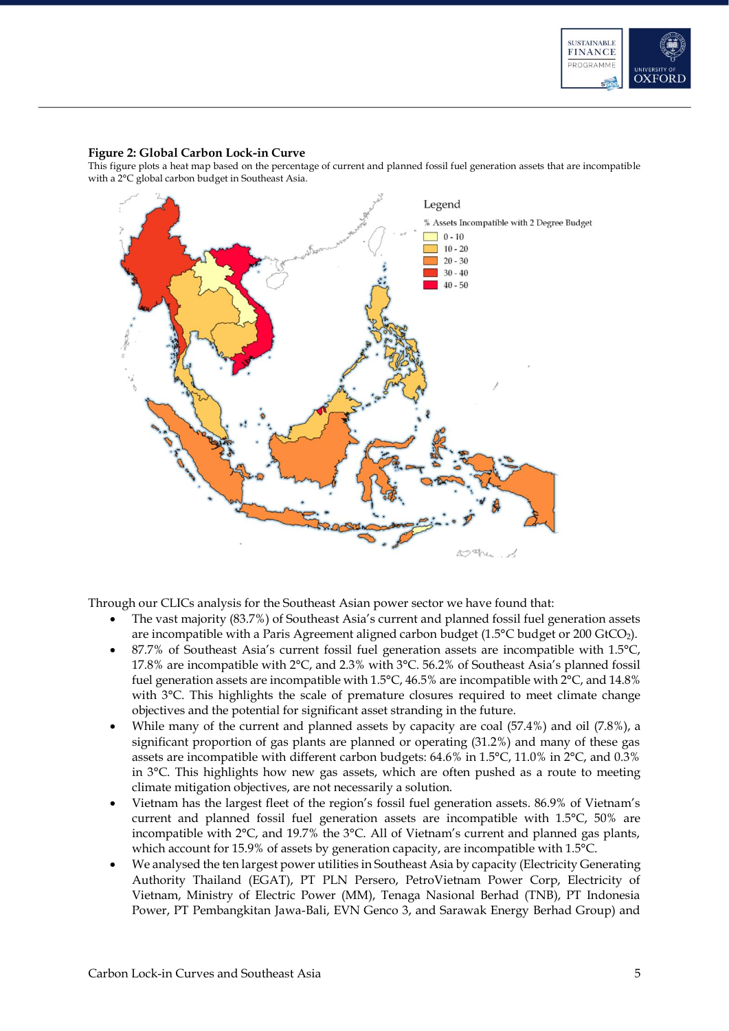**Figure 2: Global Carbon Lock-in Curve**

This figure plots a heat map based on the percentage of current and planned fossil fuel generation assets that are incompatible with a 2°C global carbon budget in Southeast Asia.

Through our CLICs analysis for the Southeast Asian power sector we have found that:

- The vast majority (83.7%) of Southeast Asia's current and planned fossil fuel generation assets are incompatible with a Paris Agreement aligned carbon budget (1.5°C budget or 200 $GtCO_2$).
- 87.7% of Southeast Asia's current fossil fuel generation assets are incompatible with 1.5°C, 17.8% are incompatible with 2°C, and 2.3% with 3°C. 56.2% of Southeast Asia's planned fossil fuel generation assets are incompatible with 1.5°C, 46.5% are incompatible with 2°C, and 14.8% with 3°C. This highlights the scale of premature closures required to meet climate change objectives and the potential for significant asset stranding in the future.
- While many of the current and planned assets by capacity are coal (57.4%) and oil (7.8%), a significant proportion of gas plants are planned or operating (31.2%) and many of these gas assets are incompatible with different carbon budgets: 64.6% in 1.5°C, 11.0% in 2°C, and 0.3% in 3°C. This highlights how new gas assets, which are often pushed as a route to meeting climate mitigation objectives, are not necessarily a solution.
- Vietnam has the largest fleet of the region's fossil fuel generation assets. 86.9% of Vietnam's current and planned fossil fuel generation assets are incompatible with 1.5°C, 50% are incompatible with 2°C, and 19.7% the 3°C. All of Vietnam's current and planned gas plants, which account for 15.9% of assets by generation capacity, are incompatible with 1.5°C.
- We analysed the ten largest power utilities in Southeast Asia by capacity (Electricity Generating Authority Thailand (EGAT), PT PLN Persero, PetroVietnam Power Corp, Electricity of Vietnam, Ministry of Electric Power (MM), Tenaga Nasional Berhad (TNB), PT Indonesia Power, PT Pembangkitan Jawa-Bali, EVN Genco 3, and Sarawak Energy Berhad Group) and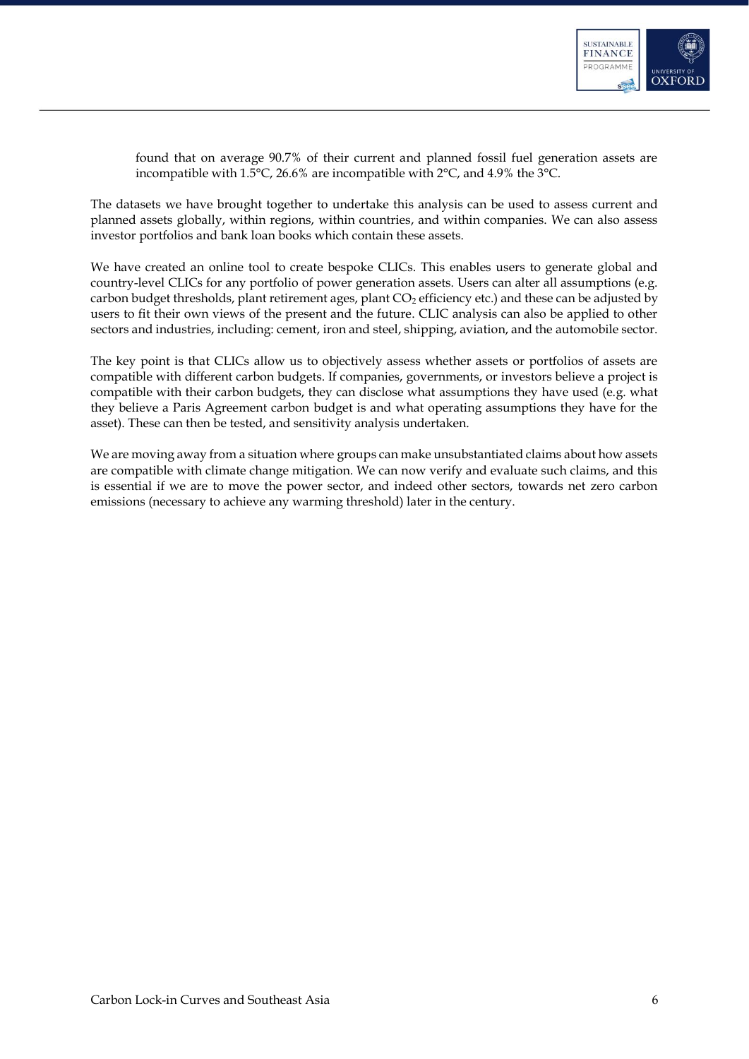found that on average 90.7% of their current and planned fossil fuel generation assets are incompatible with 1.5°C, 26.6% are incompatible with 2°C, and 4.9% the 3°C.

The datasets we have brought together to undertake this analysis can be used to assess current and planned assets globally, within regions, within countries, and within companies. We can also assess investor portfolios and bank loan books which contain these assets.

We have created an online tool to create bespoke CLICs. This enables users to generate global and country-level CLICs for any portfolio of power generation assets. Users can alter all assumptions (e.g. carbon budget thresholds, plant retirement ages, plant $CO_2$ efficiency etc.) and these can be adjusted by users to fit their own views of the present and the future. CLIC analysis can also be applied to other sectors and industries, including: cement, iron and steel, shipping, aviation, and the automobile sector.

The key point is that CLICs allow us to objectively assess whether assets or portfolios of assets are compatible with different carbon budgets. If companies, governments, or investors believe a project is compatible with their carbon budgets, they can disclose what assumptions they have used (e.g. what they believe a Paris Agreement carbon budget is and what operating assumptions they have for the asset). These can then be tested, and sensitivity analysis undertaken.

We are moving away from a situation where groups can make unsubstantiated claims about how assets are compatible with climate change mitigation. We can now verify and evaluate such claims, and this is essential if we are to move the power sector, and indeed other sectors, towards net zero carbon emissions (necessary to achieve any warming threshold) later in the century.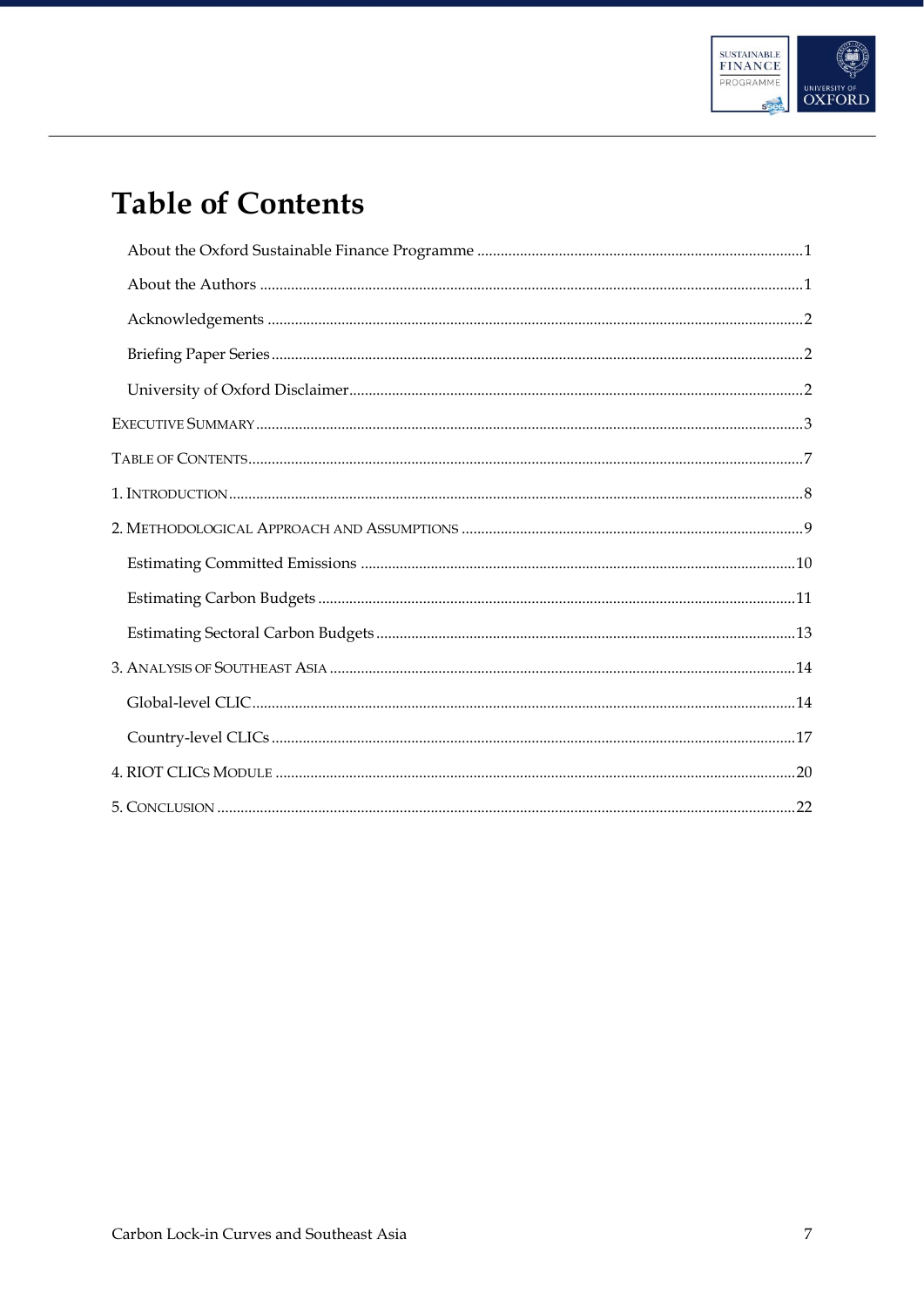# Table of Contents

- About the Oxford Sustainable Finance Programme ....................................................................................1
- About the Authors ...........................................................................................................................................1
- Acknowledgements .........................................................................................................................................2
- Briefing Paper Series.........................................................................................................................................2
- University of Oxford Disclaimer....................................................................................................................2

EXECUTIVE SUMMARY............................................................................................................................................3

TABLE OF CONTENTS..............................................................................................................................................7

1. INTRODUCTION....................................................................................................................................................8

2. METHODOLOGICAL APPROACH AND ASSUMPTIONS ........................................................................................9

- Estimating Committed Emissions ...............................................................................................................10
- Estimating Carbon Budgets ..........................................................................................................................11
- Estimating Sectoral Carbon Budgets ...........................................................................................................13

3. ANALYSIS OF SOUTHEAST ASIA .......................................................................................................................14

- Global-level CLIC...........................................................................................................................................14
- Country-level CLICs ......................................................................................................................................17

4. RIOT CLICS MODULE .....................................................................................................................................20

5. CONCLUSION ....................................................................................................................................................22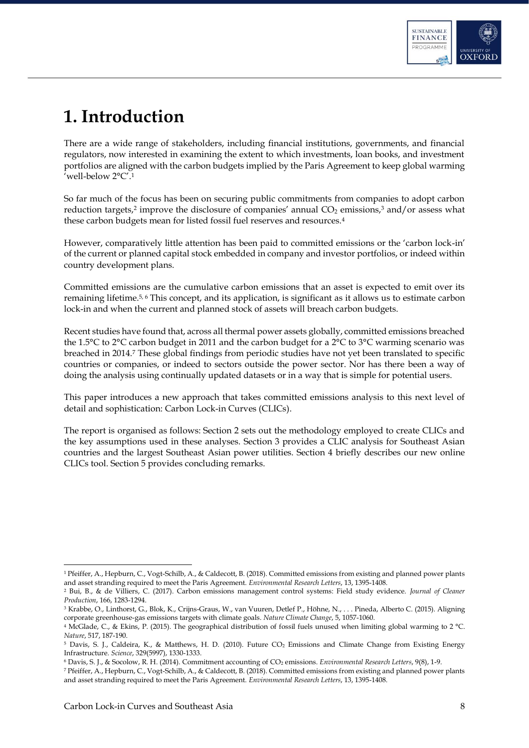# 1. Introduction

There are a wide range of stakeholders, including financial institutions, governments, and financial regulators, now interested in examining the extent to which investments, loan books, and investment portfolios are aligned with the carbon budgets implied by the Paris Agreement to keep global warming 'well-below 2°C'.[1]

So far much of the focus has been on securing public commitments from companies to adopt carbon reduction targets,[2] improve the disclosure of companies' annual $CO_2$ emissions,[3] and/or assess what these carbon budgets mean for listed fossil fuel reserves and resources.[4]

However, comparatively little attention has been paid to committed emissions or the 'carbon lock-in' of the current or planned capital stock embedded in company and investor portfolios, or indeed within country development plans.

Committed emissions are the cumulative carbon emissions that an asset is expected to emit over its remaining lifetime.[5, 6] This concept, and its application, is significant as it allows us to estimate carbon lock-in and when the current and planned stock of assets will breach carbon budgets.

Recent studies have found that, across all thermal power assets globally, committed emissions breached the 1.5°C to 2°C carbon budget in 2011 and the carbon budget for a 2°C to 3°C warming scenario was breached in 2014.[7] These global findings from periodic studies have not yet been translated to specific countries or companies, or indeed to sectors outside the power sector. Nor has there been a way of doing the analysis using continually updated datasets or in a way that is simple for potential users.

This paper introduces a new approach that takes committed emissions analysis to this next level of detail and sophistication: Carbon Lock-in Curves (CLICs).

The report is organised as follows: Section 2 sets out the methodology employed to create CLICs and the key assumptions used in these analyses. Section 3 provides a CLIC analysis for Southeast Asian countries and the largest Southeast Asian power utilities. Section 4 briefly describes our new online CLICs tool. Section 5 provides concluding remarks.

---

[1] Pfeiffer, A., Hepburn, C., Vogt-Schilb, A., & Caldecott, B. (2018). Committed emissions from existing and planned power plants and asset stranding required to meet the Paris Agreement. *Environmental Research Letters*, 13, 1395-1408.

[2] Bui, B., & de Villiers, C. (2017). Carbon emissions management control systems: Field study evidence. *Journal of Cleaner Production*, 166, 1283-1294.

[3] Krabbe, O., Linthorst, G., Blok, K., Crijns-Graus, W., van Vuuren, Detlef P., Höhne, N., . . . Pineda, Alberto C. (2015). Aligning corporate greenhouse-gas emissions targets with climate goals. *Nature Climate Change*, 5, 1057-1060.

[4] McGlade, C., & Ekins, P. (2015). The geographical distribution of fossil fuels unused when limiting global warming to 2 °C. *Nature*, 517, 187-190.

[5] Davis, S. J., Caldeira, K., & Matthews, H. D. (2010). Future $CO_2$ Emissions and Climate Change from Existing Energy Infrastructure. *Science*, 329(5997), 1330-1333.

[6] Davis, S. J., & Socolow, R. H. (2014). Commitment accounting of $CO_2$ emissions. *Environmental Research Letters*, 9(8), 1-9.

[7] Pfeiffer, A., Hepburn, C., Vogt-Schilb, A., & Caldecott, B. (2018). Committed emissions from existing and planned power plants and asset stranding required to meet the Paris Agreement. *Environmental Research Letters*, 13, 1395-1408.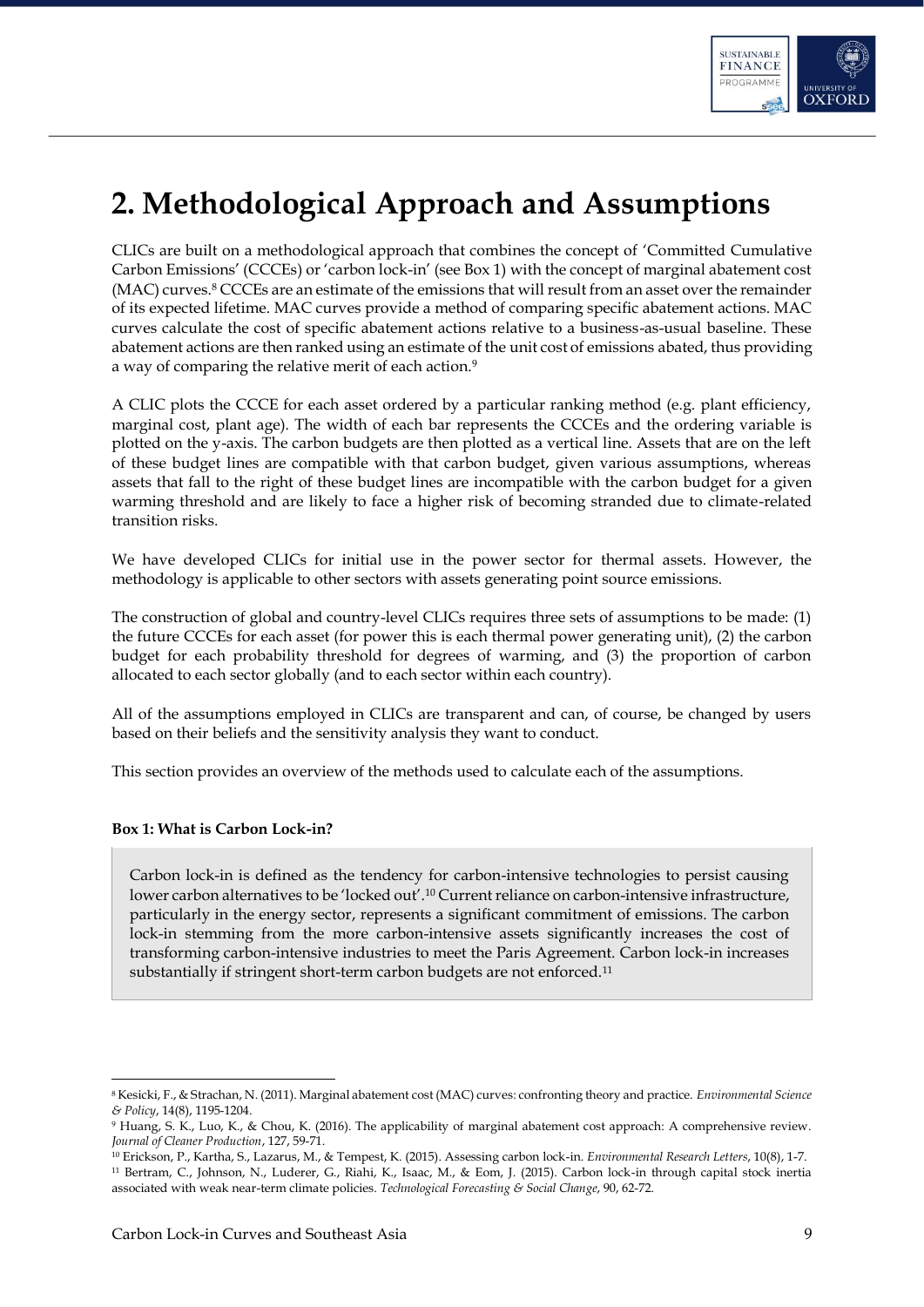# 2. Methodological Approach and Assumptions

CLICs are built on a methodological approach that combines the concept of 'Committed Cumulative Carbon Emissions' (CCCEs) or 'carbon lock-in' (see Box 1) with the concept of marginal abatement cost (MAC) curves.[8] CCCEs are an estimate of the emissions that will result from an asset over the remainder of its expected lifetime. MAC curves provide a method of comparing specific abatement actions. MAC curves calculate the cost of specific abatement actions relative to a business-as-usual baseline. These abatement actions are then ranked using an estimate of the unit cost of emissions abated, thus providing a way of comparing the relative merit of each action.[9]

A CLIC plots the CCCE for each asset ordered by a particular ranking method (e.g. plant efficiency, marginal cost, plant age). The width of each bar represents the CCCEs and the ordering variable is plotted on the y-axis. The carbon budgets are then plotted as a vertical line. Assets that are on the left of these budget lines are compatible with that carbon budget, given various assumptions, whereas assets that fall to the right of these budget lines are incompatible with the carbon budget for a given warming threshold and are likely to face a higher risk of becoming stranded due to climate-related transition risks.

We have developed CLICs for initial use in the power sector for thermal assets. However, the methodology is applicable to other sectors with assets generating point source emissions.

The construction of global and country-level CLICs requires three sets of assumptions to be made: (1) the future CCCEs for each asset (for power this is each thermal power generating unit), (2) the carbon budget for each probability threshold for degrees of warming, and (3) the proportion of carbon allocated to each sector globally (and to each sector within each country).

All of the assumptions employed in CLICs are transparent and can, of course, be changed by users based on their beliefs and the sensitivity analysis they want to conduct.

This section provides an overview of the methods used to calculate each of the assumptions.

**Box 1: What is Carbon Lock-in?**

> Carbon lock-in is defined as the tendency for carbon-intensive technologies to persist causing lower carbon alternatives to be 'locked out'.[10] Current reliance on carbon-intensive infrastructure, particularly in the energy sector, represents a significant commitment of emissions. The carbon lock-in stemming from the more carbon-intensive assets significantly increases the cost of transforming carbon-intensive industries to meet the Paris Agreement. Carbon lock-in increases substantially if stringent short-term carbon budgets are not enforced.[11]

---

[8] Kesicki, F., & Strachan, N. (2011). Marginal abatement cost (MAC) curves: confronting theory and practice. *Environmental Science & Policy*, 14(8), 1195-1204.

[9] Huang, S. K., Luo, K., & Chou, K. (2016). The applicability of marginal abatement cost approach: A comprehensive review. *Journal of Cleaner Production*, 127, 59-71.

[10] Erickson, P., Kartha, S., Lazarus, M., & Tempest, K. (2015). Assessing carbon lock-in. *Environmental Research Letters*, 10(8), 1-7.

[11] Bertram, C., Johnson, N., Luderer, G., Riahi, K., Isaac, M., & Eom, J. (2015). Carbon lock-in through capital stock inertia associated with weak near-term climate policies. *Technological Forecasting & Social Change*, 90, 62-72.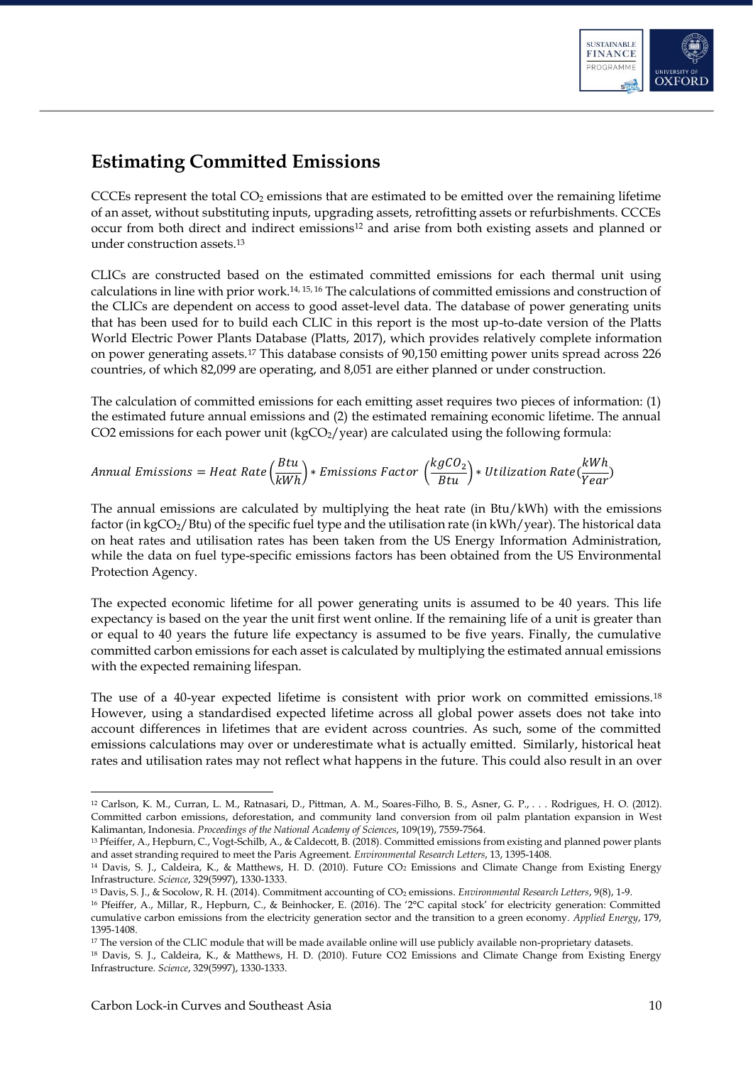## Estimating Committed Emissions

CCCEs represent the total $CO_2$ emissions that are estimated to be emitted over the remaining lifetime of an asset, without substituting inputs, upgrading assets, retrofitting assets or refurbishments. CCCEs occur from both direct and indirect emissions[12] and arise from both existing assets and planned or under construction assets.[13]

CLICs are constructed based on the estimated committed emissions for each thermal unit using calculations in line with prior work.[14, 15, 16] The calculations of committed emissions and construction of the CLICs are dependent on access to good asset-level data. The database of power generating units that has been used for to build each CLIC in this report is the most up-to-date version of the Platts World Electric Power Plants Database (Platts, 2017), which provides relatively complete information on power generating assets.[17] This database consists of 90,150 emitting power units spread across 226 countries, of which 82,099 are operating, and 8,051 are either planned or under construction.

The calculation of committed emissions for each emitting asset requires two pieces of information: (1) the estimated future annual emissions and (2) the estimated remaining economic lifetime. The annual CO2 emissions for each power unit ($kgCO_2$/year) are calculated using the following formula:

$$Annual\ Emissions = Heat\ Rate\left(\frac{Btu}{kWh}\right) * Emissions\ Factor\ \left(\frac{kgCO_2}{Btu}\right) * Utilization\ Rate\left(\frac{kWh}{Year}\right)$$

The annual emissions are calculated by multiplying the heat rate (in Btu/kWh) with the emissions factor (in $kgCO_2$/Btu) of the specific fuel type and the utilisation rate (in kWh/year). The historical data on heat rates and utilisation rates has been taken from the US Energy Information Administration, while the data on fuel type-specific emissions factors has been obtained from the US Environmental Protection Agency.

The expected economic lifetime for all power generating units is assumed to be 40 years. This life expectancy is based on the year the unit first went online. If the remaining life of a unit is greater than or equal to 40 years the future life expectancy is assumed to be five years. Finally, the cumulative committed carbon emissions for each asset is calculated by multiplying the estimated annual emissions with the expected remaining lifespan.

The use of a 40-year expected lifetime is consistent with prior work on committed emissions.[18] However, using a standardised expected lifetime across all global power assets does not take into account differences in lifetimes that are evident across countries. As such, some of the committed emissions calculations may over or underestimate what is actually emitted. Similarly, historical heat rates and utilisation rates may not reflect what happens in the future. This could also result in an over

---

[12] Carlson, K. M., Curran, L. M., Ratnasari, D., Pittman, A. M., Soares-Filho, B. S., Asner, G. P., . . . Rodrigues, H. O. (2012). Committed carbon emissions, deforestation, and community land conversion from oil palm plantation expansion in West Kalimantan, Indonesia. *Proceedings of the National Academy of Sciences*, 109(19), 7559-7564.

[13] Pfeiffer, A., Hepburn, C., Vogt-Schilb, A., & Caldecott, B. (2018). Committed emissions from existing and planned power plants and asset stranding required to meet the Paris Agreement. *Environmental Research Letters*, 13, 1395-1408.

[14] Davis, S. J., Caldeira, K., & Matthews, H. D. (2010). Future $CO_2$ Emissions and Climate Change from Existing Energy Infrastructure. *Science*, 329(5997), 1330-1333.

[15] Davis, S. J., & Socolow, R. H. (2014). Commitment accounting of $CO_2$ emissions. *Environmental Research Letters*, 9(8), 1-9.

[16] Pfeiffer, A., Millar, R., Hepburn, C., & Beinhocker, E. (2016). The '2°C capital stock' for electricity generation: Committed cumulative carbon emissions from the electricity generation sector and the transition to a green economy. *Applied Energy*, 179, 1395-1408.

[17] The version of the CLIC module that will be made available online will use publicly available non-proprietary datasets.

[18] Davis, S. J., Caldeira, K., & Matthews, H. D. (2010). Future CO2 Emissions and Climate Change from Existing Energy Infrastructure. *Science*, 329(5997), 1330-1333.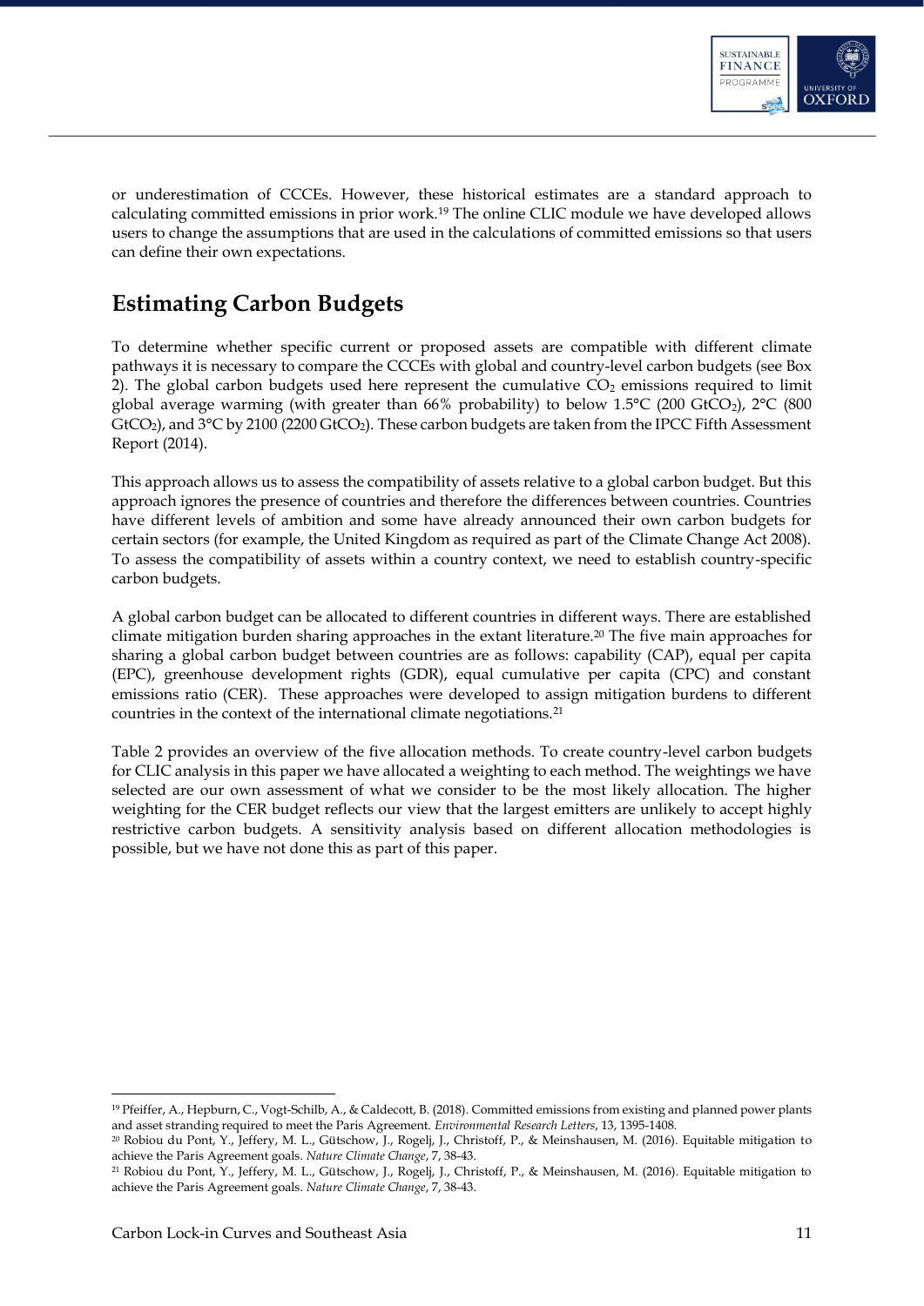or underestimation of CCCEs. However, these historical estimates are a standard approach to calculating committed emissions in prior work.[19] The online CLIC module we have developed allows users to change the assumptions that are used in the calculations of committed emissions so that users can define their own expectations.

## Estimating Carbon Budgets

To determine whether specific current or proposed assets are compatible with different climate pathways it is necessary to compare the CCCEs with global and country-level carbon budgets (see Box 2). The global carbon budgets used here represent the cumulative $CO_2$ emissions required to limit global average warming (with greater than 66% probability) to below 1.5°C (200 $GtCO_2$), 2°C (800 $GtCO_2$), and 3°C by 2100 (2200 $GtCO_2$). These carbon budgets are taken from the IPCC Fifth Assessment Report (2014).

This approach allows us to assess the compatibility of assets relative to a global carbon budget. But this approach ignores the presence of countries and therefore the differences between countries. Countries have different levels of ambition and some have already announced their own carbon budgets for certain sectors (for example, the United Kingdom as required as part of the Climate Change Act 2008). To assess the compatibility of assets within a country context, we need to establish country-specific carbon budgets.

A global carbon budget can be allocated to different countries in different ways. There are established climate mitigation burden sharing approaches in the extant literature.[20] The five main approaches for sharing a global carbon budget between countries are as follows: capability (CAP), equal per capita (EPC), greenhouse development rights (GDR), equal cumulative per capita (CPC) and constant emissions ratio (CER). These approaches were developed to assign mitigation burdens to different countries in the context of the international climate negotiations.[21]

Table 2 provides an overview of the five allocation methods. To create country-level carbon budgets for CLIC analysis in this paper we have allocated a weighting to each method. The weightings we have selected are our own assessment of what we consider to be the most likely allocation. The higher weighting for the CER budget reflects our view that the largest emitters are unlikely to accept highly restrictive carbon budgets. A sensitivity analysis based on different allocation methodologies is possible, but we have not done this as part of this paper.

---

[19] Pfeiffer, A., Hepburn, C., Vogt-Schilb, A., & Caldecott, B. (2018). Committed emissions from existing and planned power plants and asset stranding required to meet the Paris Agreement. *Environmental Research Letters*, 13, 1395-1408.

[20] Robiou du Pont, Y., Jeffery, M. L., Gütschow, J., Rogelj, J., Christoff, P., & Meinshausen, M. (2016). Equitable mitigation to achieve the Paris Agreement goals. *Nature Climate Change*, 7, 38-43.

[21] Robiou du Pont, Y., Jeffery, M. L., Gütschow, J., Rogelj, J., Christoff, P., & Meinshausen, M. (2016). Equitable mitigation to achieve the Paris Agreement goals. *Nature Climate Change*, 7, 38-43.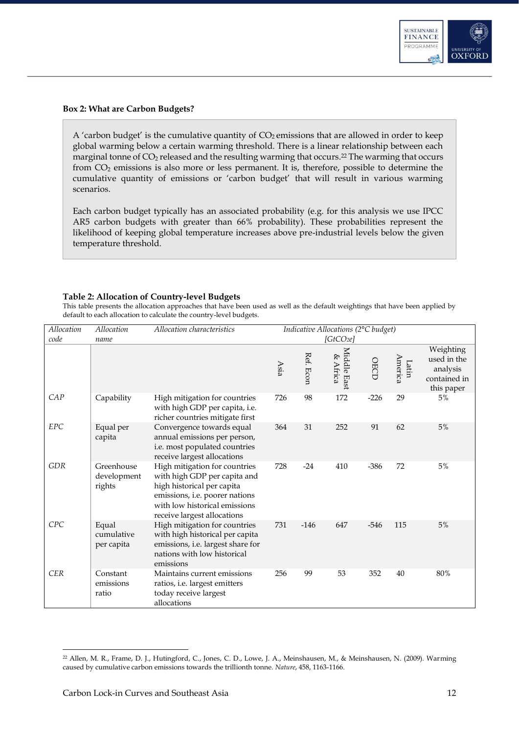**Box 2: What are Carbon Budgets?**

A 'carbon budget' is the cumulative quantity of $CO_2$ emissions that are allowed in order to keep global warming below a certain warming threshold. There is a linear relationship between each marginal tonne of $CO_2$ released and the resulting warming that occurs.[22] The warming that occurs from $CO_2$ emissions is also more or less permanent. It is, therefore, possible to determine the cumulative quantity of emissions or 'carbon budget' that will result in various warming scenarios.

Each carbon budget typically has an associated probability (e.g. for this analysis we use IPCC AR5 carbon budgets with greater than 66% probability). These probabilities represent the likelihood of keeping global temperature increases above pre-industrial levels below the given temperature threshold.

**Table 2: Allocation of Country-level Budgets**

This table presents the allocation approaches that have been used as well as the default weightings that have been applied by default to each allocation to calculate the country-level budgets.

| *Allocation code* | *Allocation name* | *Allocation characteristics* | *Indicative Allocations (2°C budget) [GtCO2e]* | | | | | |
|---|---|---|---|---|---|---|---|---|
| | | | Asia | Ref. Econ | Middle East & Africa | OECD | Latin America | Weighting used in the analysis contained in this paper |
| *CAP* | Capability | High mitigation for countries with high GDP per capita, i.e. richer countries mitigate first | 726 | 98 | 172 | -226 | 29 | 5% |
| *EPC* | Equal per capita | Convergence towards equal annual emissions per person, i.e. most populated countries receive largest allocations | 364 | 31 | 252 | 91 | 62 | 5% |
| *GDR* | Greenhouse development rights | High mitigation for countries with high GDP per capita and high historical per capita emissions, i.e. poorer nations with low historical emissions receive largest allocations | 728 | -24 | 410 | -386 | 72 | 5% |
| *CPC* | Equal cumulative per capita | High mitigation for countries with high historical per capita emissions, i.e. largest share for nations with low historical emissions | 731 | -146 | 647 | -546 | 115 | 5% |
| *CER* | Constant emissions ratio | Maintains current emissions ratios, i.e. largest emitters today receive largest allocations | 256 | 99 | 53 | 352 | 40 | 80% |

[22] Allen, M. R., Frame, D. J., Hutingford, C., Jones, C. D., Lowe, J. A., Meinshausen, M., & Meinshausen, N. (2009). Warming caused by cumulative carbon emissions towards the trillionth tonne. *Nature*, 458, 1163-1166.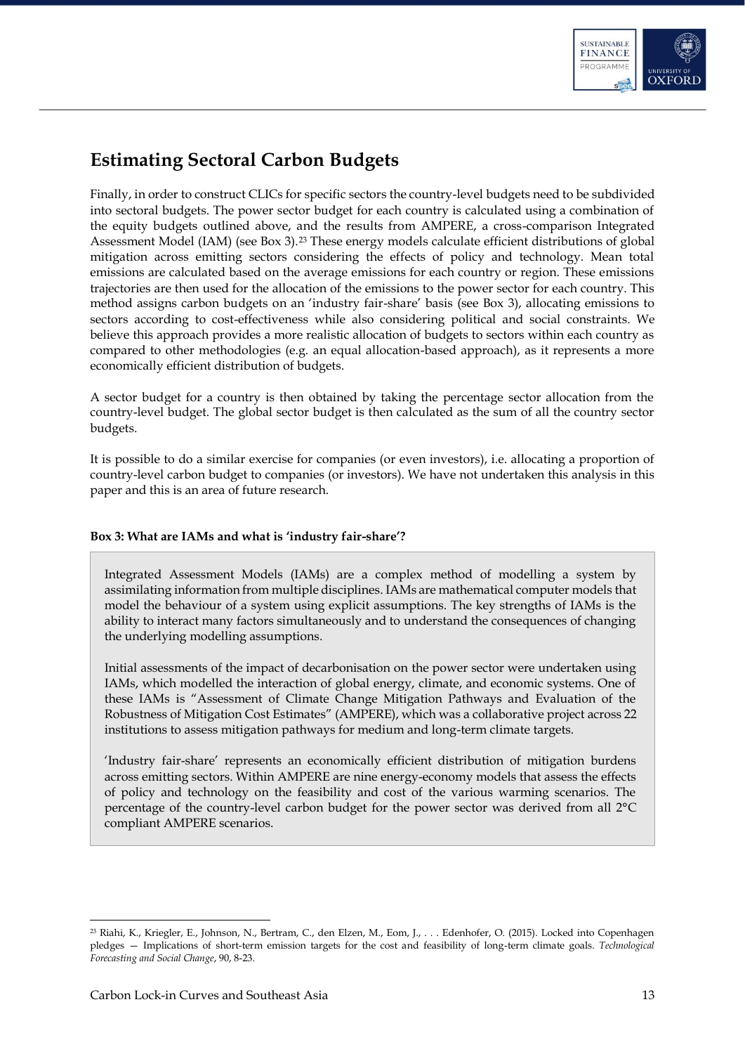## Estimating Sectoral Carbon Budgets

Finally, in order to construct CLICs for specific sectors the country-level budgets need to be subdivided into sectoral budgets. The power sector budget for each country is calculated using a combination of the equity budgets outlined above, and the results from AMPERE, a cross-comparison Integrated Assessment Model (IAM) (see Box 3).[23] These energy models calculate efficient distributions of global mitigation across emitting sectors considering the effects of policy and technology. Mean total emissions are calculated based on the average emissions for each country or region. These emissions trajectories are then used for the allocation of the emissions to the power sector for each country. This method assigns carbon budgets on an 'industry fair-share' basis (see Box 3), allocating emissions to sectors according to cost-effectiveness while also considering political and social constraints. We believe this approach provides a more realistic allocation of budgets to sectors within each country as compared to other methodologies (e.g. an equal allocation-based approach), as it represents a more economically efficient distribution of budgets.

A sector budget for a country is then obtained by taking the percentage sector allocation from the country-level budget. The global sector budget is then calculated as the sum of all the country sector budgets.

It is possible to do a similar exercise for companies (or even investors), i.e. allocating a proportion of country-level carbon budget to companies (or investors). We have not undertaken this analysis in this paper and this is an area of future research.

**Box 3: What are IAMs and what is 'industry fair-share'?**

Integrated Assessment Models (IAMs) are a complex method of modelling a system by assimilating information from multiple disciplines. IAMs are mathematical computer models that model the behaviour of a system using explicit assumptions. The key strengths of IAMs is the ability to interact many factors simultaneously and to understand the consequences of changing the underlying modelling assumptions.

Initial assessments of the impact of decarbonisation on the power sector were undertaken using IAMs, which modelled the interaction of global energy, climate, and economic systems. One of these IAMs is "Assessment of Climate Change Mitigation Pathways and Evaluation of the Robustness of Mitigation Cost Estimates" (AMPERE), which was a collaborative project across 22 institutions to assess mitigation pathways for medium and long-term climate targets.

'Industry fair-share' represents an economically efficient distribution of mitigation burdens across emitting sectors. Within AMPERE are nine energy-economy models that assess the effects of policy and technology on the feasibility and cost of the various warming scenarios. The percentage of the country-level carbon budget for the power sector was derived from all 2°C compliant AMPERE scenarios.

[23] Riahi, K., Kriegler, E., Johnson, N., Bertram, C., den Elzen, M., Eom, J., . . . Edenhofer, O. (2015). Locked into Copenhagen pledges — Implications of short-term emission targets for the cost and feasibility of long-term climate goals. *Technological Forecasting and Social Change*, 90, 8-23.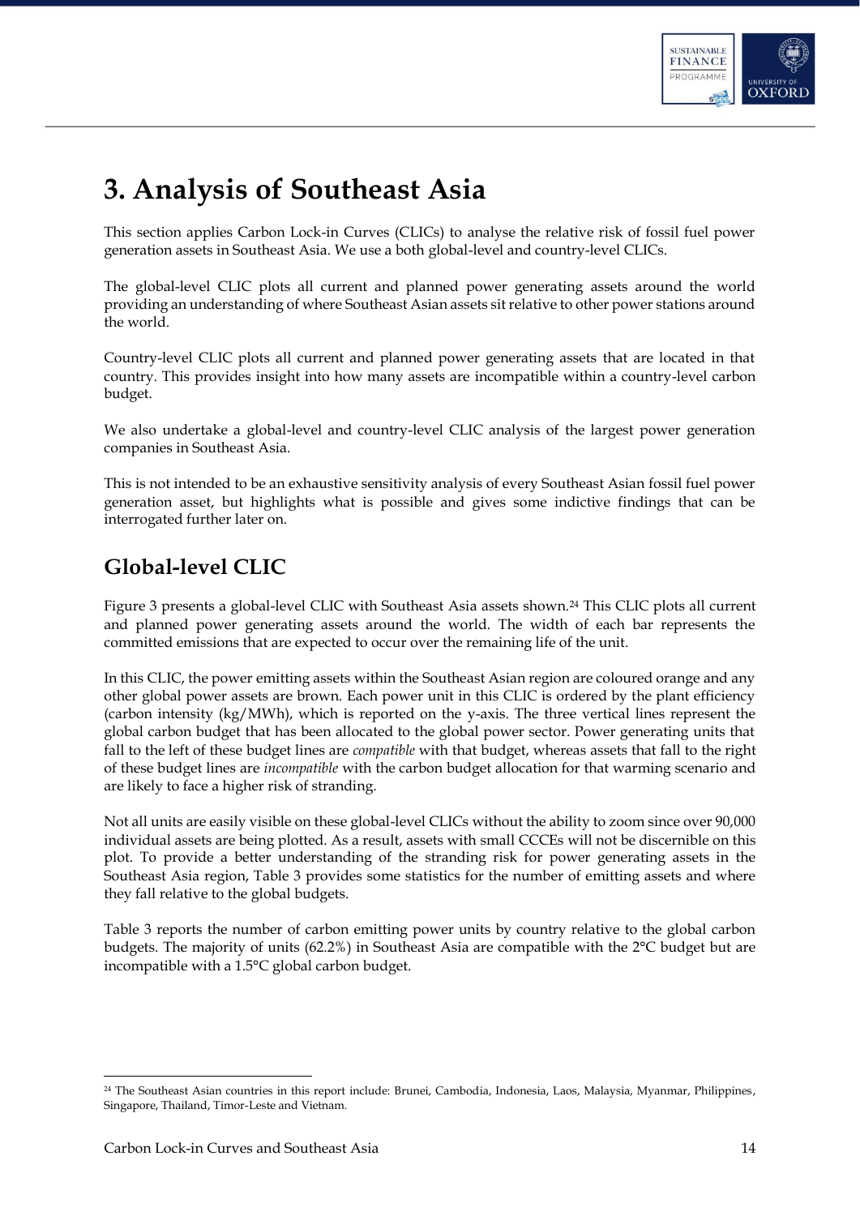# 3. Analysis of Southeast Asia

This section applies Carbon Lock-in Curves (CLICs) to analyse the relative risk of fossil fuel power generation assets in Southeast Asia. We use a both global-level and country-level CLICs.

The global-level CLIC plots all current and planned power generating assets around the world providing an understanding of where Southeast Asian assets sit relative to other power stations around the world.

Country-level CLIC plots all current and planned power generating assets that are located in that country. This provides insight into how many assets are incompatible within a country-level carbon budget.

We also undertake a global-level and country-level CLIC analysis of the largest power generation companies in Southeast Asia.

This is not intended to be an exhaustive sensitivity analysis of every Southeast Asian fossil fuel power generation asset, but highlights what is possible and gives some indictive findings that can be interrogated further later on.

## Global-level CLIC

Figure 3 presents a global-level CLIC with Southeast Asia assets shown.[24] This CLIC plots all current and planned power generating assets around the world. The width of each bar represents the committed emissions that are expected to occur over the remaining life of the unit.

In this CLIC, the power emitting assets within the Southeast Asian region are coloured orange and any other global power assets are brown. Each power unit in this CLIC is ordered by the plant efficiency (carbon intensity (kg/MWh), which is reported on the y-axis. The three vertical lines represent the global carbon budget that has been allocated to the global power sector. Power generating units that fall to the left of these budget lines are *compatible* with that budget, whereas assets that fall to the right of these budget lines are *incompatible* with the carbon budget allocation for that warming scenario and are likely to face a higher risk of stranding.

Not all units are easily visible on these global-level CLICs without the ability to zoom since over 90,000 individual assets are being plotted. As a result, assets with small CCCEs will not be discernible on this plot. To provide a better understanding of the stranding risk for power generating assets in the Southeast Asia region, Table 3 provides some statistics for the number of emitting assets and where they fall relative to the global budgets.

Table 3 reports the number of carbon emitting power units by country relative to the global carbon budgets. The majority of units (62.2%) in Southeast Asia are compatible with the 2°C budget but are incompatible with a 1.5°C global carbon budget.

[24] The Southeast Asian countries in this report include: Brunei, Cambodia, Indonesia, Laos, Malaysia, Myanmar, Philippines, Singapore, Thailand, Timor-Leste and Vietnam.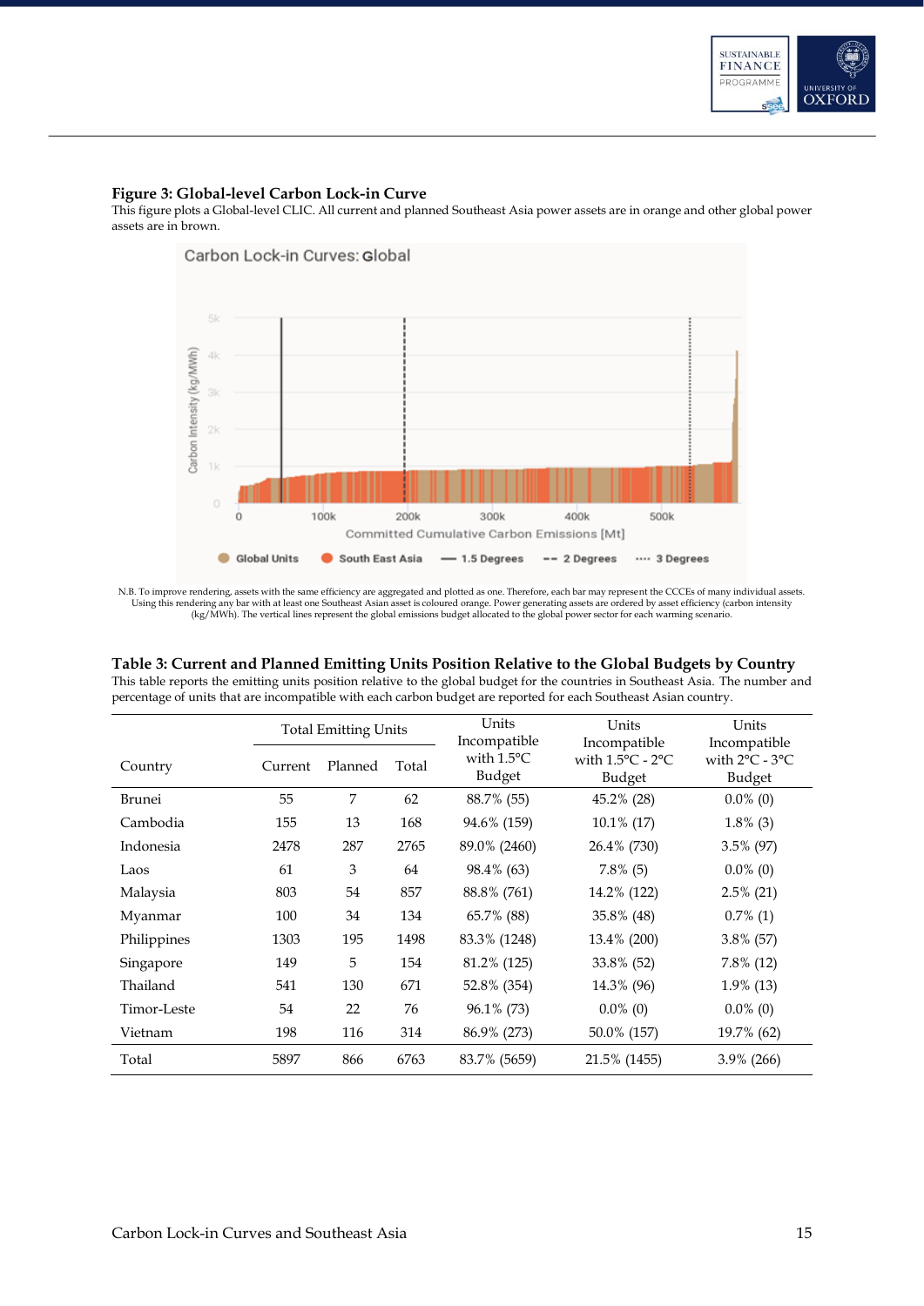**Figure 3: Global-level Carbon Lock-in Curve**

This figure plots a Global-level CLIC. All current and planned Southeast Asia power assets are in orange and other global power assets are in brown.

N.B. To improve rendering, assets with the same efficiency are aggregated and plotted as one. Therefore, each bar may represent the CCCEs of many individual assets. Using this rendering any bar with at least one Southeast Asian asset is coloured orange. Power generating assets are ordered by asset efficiency (carbon intensity (kg/MWh). The vertical lines represent the global emissions budget allocated to the global power sector for each warming scenario.

**Table 3: Current and Planned Emitting Units Position Relative to the Global Budgets by Country**

This table reports the emitting units position relative to the global budget for the countries in Southeast Asia. The number and percentage of units that are incompatible with each carbon budget are reported for each Southeast Asian country.

| Country | Total Emitting Units | | | Units Incompatible with 1.5°C Budget | Units Incompatible with 1.5°C - 2°C Budget | Units Incompatible with 2°C - 3°C Budget |
|---|---|---|---|---|---|---|
| | Current | Planned | Total | | | |
| Brunei | 55 | 7 | 62 | 88.7% (55) | 45.2% (28) | 0.0% (0) |
| Cambodia | 155 | 13 | 168 | 94.6% (159) | 10.1% (17) | 1.8% (3) |
| Indonesia | 2478 | 287 | 2765 | 89.0% (2460) | 26.4% (730) | 3.5% (97) |
| Laos | 61 | 3 | 64 | 98.4% (63) | 7.8% (5) | 0.0% (0) |
| Malaysia | 803 | 54 | 857 | 88.8% (761) | 14.2% (122) | 2.5% (21) |
| Myanmar | 100 | 34 | 134 | 65.7% (88) | 35.8% (48) | 0.7% (1) |
| Philippines | 1303 | 195 | 1498 | 83.3% (1248) | 13.4% (200) | 3.8% (57) |
| Singapore | 149 | 5 | 154 | 81.2% (125) | 33.8% (52) | 7.8% (12) |
| Thailand | 541 | 130 | 671 | 52.8% (354) | 14.3% (96) | 1.9% (13) |
| Timor-Leste | 54 | 22 | 76 | 96.1% (73) | 0.0% (0) | 0.0% (0) |
| Vietnam | 198 | 116 | 314 | 86.9% (273) | 50.0% (157) | 19.7% (62) |
| Total | 5897 | 866 | 6763 | 83.7% (5659) | 21.5% (1455) | 3.9% (266) |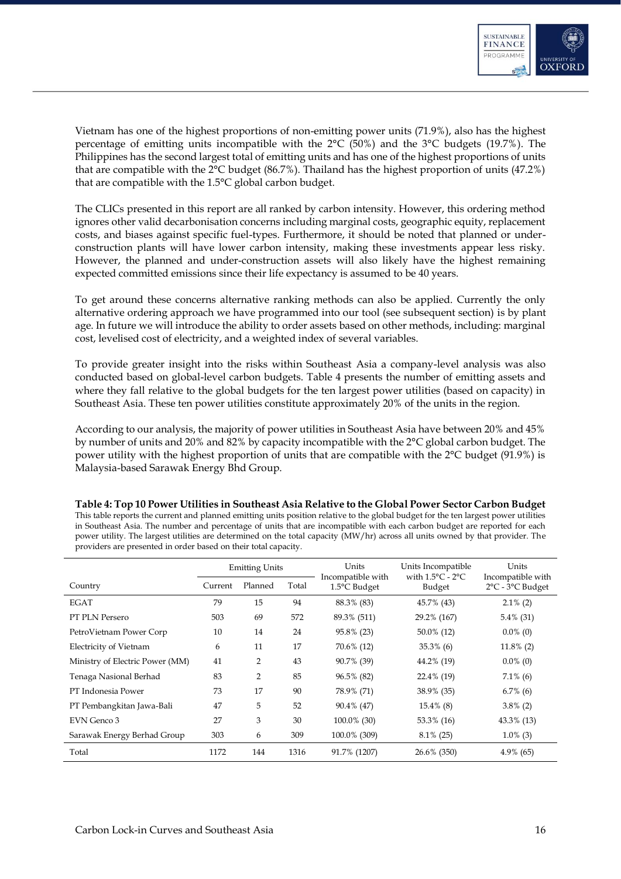Vietnam has one of the highest proportions of non-emitting power units (71.9%), also has the highest percentage of emitting units incompatible with the 2°C (50%) and the 3°C budgets (19.7%). The Philippines has the second largest total of emitting units and has one of the highest proportions of units that are compatible with the 2°C budget (86.7%). Thailand has the highest proportion of units (47.2%) that are compatible with the 1.5°C global carbon budget.

The CLICs presented in this report are all ranked by carbon intensity. However, this ordering method ignores other valid decarbonisation concerns including marginal costs, geographic equity, replacement costs, and biases against specific fuel-types. Furthermore, it should be noted that planned or under-construction plants will have lower carbon intensity, making these investments appear less risky. However, the planned and under-construction assets will also likely have the highest remaining expected committed emissions since their life expectancy is assumed to be 40 years.

To get around these concerns alternative ranking methods can also be applied. Currently the only alternative ordering approach we have programmed into our tool (see subsequent section) is by plant age. In future we will introduce the ability to order assets based on other methods, including: marginal cost, levelised cost of electricity, and a weighted index of several variables.

To provide greater insight into the risks within Southeast Asia a company-level analysis was also conducted based on global-level carbon budgets. Table 4 presents the number of emitting assets and where they fall relative to the global budgets for the ten largest power utilities (based on capacity) in Southeast Asia. These ten power utilities constitute approximately 20% of the units in the region.

According to our analysis, the majority of power utilities in Southeast Asia have between 20% and 45% by number of units and 20% and 82% by capacity incompatible with the 2°C global carbon budget. The power utility with the highest proportion of units that are compatible with the 2°C budget (91.9%) is Malaysia-based Sarawak Energy Bhd Group.

**Table 4: Top 10 Power Utilities in Southeast Asia Relative to the Global Power Sector Carbon Budget**
This table reports the current and planned emitting units position relative to the global budget for the ten largest power utilities in Southeast Asia. The number and percentage of units that are incompatible with each carbon budget are reported for each power utility. The largest utilities are determined on the total capacity (MW/hr) across all units owned by that provider. The providers are presented in order based on their total capacity.

| Country | Emitting Units | | | Units Incompatible with 1.5°C Budget | Units Incompatible with 1.5°C - 2°C Budget | Units Incompatible with 2°C - 3°C Budget |
|---|---|---|---|---|---|---|
| | Current | Planned | Total | | | |
| EGAT | 79 | 15 | 94 | 88.3% (83) | 45.7% (43) | 2.1% (2) |
| PT PLN Persero | 503 | 69 | 572 | 89.3% (511) | 29.2% (167) | 5.4% (31) |
| PetroVietnam Power Corp | 10 | 14 | 24 | 95.8% (23) | 50.0% (12) | 0.0% (0) |
| Electricity of Vietnam | 6 | 11 | 17 | 70.6% (12) | 35.3% (6) | 11.8% (2) |
| Ministry of Electric Power (MM) | 41 | 2 | 43 | 90.7% (39) | 44.2% (19) | 0.0% (0) |
| Tenaga Nasional Berhad | 83 | 2 | 85 | 96.5% (82) | 22.4% (19) | 7.1% (6) |
| PT Indonesia Power | 73 | 17 | 90 | 78.9% (71) | 38.9% (35) | 6.7% (6) |
| PT Pembangkitan Jawa-Bali | 47 | 5 | 52 | 90.4% (47) | 15.4% (8) | 3.8% (2) |
| EVN Genco 3 | 27 | 3 | 30 | 100.0% (30) | 53.3% (16) | 43.3% (13) |
| Sarawak Energy Berhad Group | 303 | 6 | 309 | 100.0% (309) | 8.1% (25) | 1.0% (3) |
| Total | 1172 | 144 | 1316 | 91.7% (1207) | 26.6% (350) | 4.9% (65) |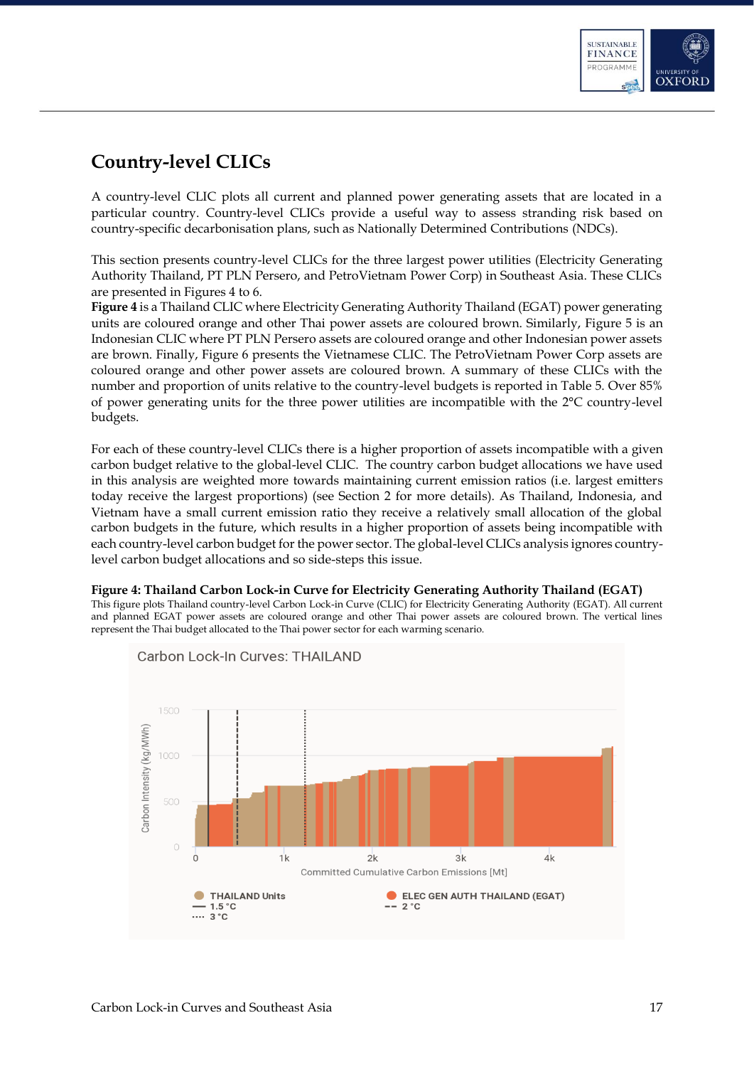## Country-level CLICs

A country-level CLIC plots all current and planned power generating assets that are located in a particular country. Country-level CLICs provide a useful way to assess stranding risk based on country-specific decarbonisation plans, such as Nationally Determined Contributions (NDCs).

This section presents country-level CLICs for the three largest power utilities (Electricity Generating Authority Thailand, PT PLN Persero, and PetroVietnam Power Corp) in Southeast Asia. These CLICs are presented in Figures 4 to 6.
**Figure 4** is a Thailand CLIC where Electricity Generating Authority Thailand (EGAT) power generating units are coloured orange and other Thai power assets are coloured brown. Similarly, Figure 5 is an Indonesian CLIC where PT PLN Persero assets are coloured orange and other Indonesian power assets are brown. Finally, Figure 6 presents the Vietnamese CLIC. The PetroVietnam Power Corp assets are coloured orange and other power assets are coloured brown. A summary of these CLICs with the number and proportion of units relative to the country-level budgets is reported in Table 5. Over 85% of power generating units for the three power utilities are incompatible with the 2°C country-level budgets.

For each of these country-level CLICs there is a higher proportion of assets incompatible with a given carbon budget relative to the global-level CLIC. The country carbon budget allocations we have used in this analysis are weighted more towards maintaining current emission ratios (i.e. largest emitters today receive the largest proportions) (see Section 2 for more details). As Thailand, Indonesia, and Vietnam have a small current emission ratio they receive a relatively small allocation of the global carbon budgets in the future, which results in a higher proportion of assets being incompatible with each country-level carbon budget for the power sector. The global-level CLICs analysis ignores country-level carbon budget allocations and so side-steps this issue.

**Figure 4: Thailand Carbon Lock-in Curve for Electricity Generating Authority Thailand (EGAT)**
This figure plots Thailand country-level Carbon Lock-in Curve (CLIC) for Electricity Generating Authority (EGAT). All current and planned EGAT power assets are coloured orange and other Thai power assets are coloured brown. The vertical lines represent the Thai budget allocated to the Thai power sector for each warming scenario.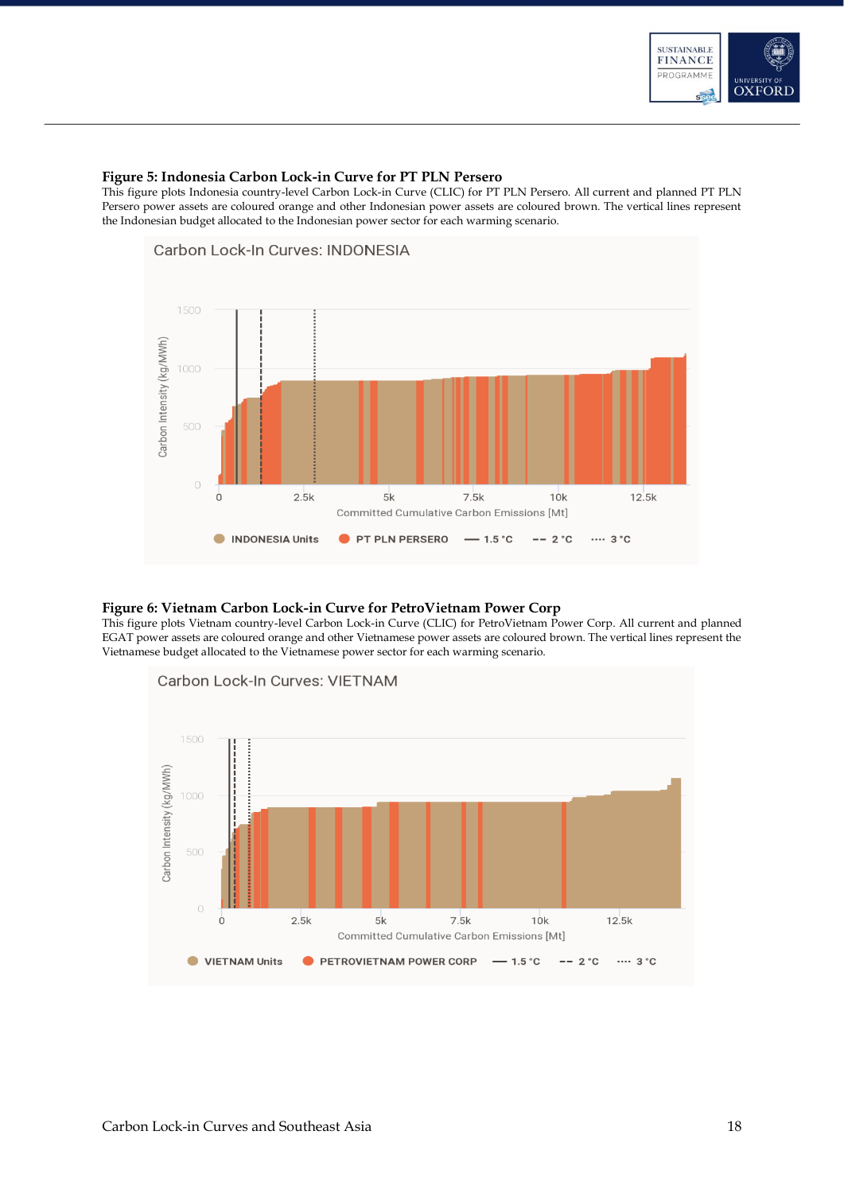**Figure 5: Indonesia Carbon Lock-in Curve for PT PLN Persero**

This figure plots Indonesia country-level Carbon Lock-in Curve (CLIC) for PT PLN Persero. All current and planned PT PLN Persero power assets are coloured orange and other Indonesian power assets are coloured brown. The vertical lines represent the Indonesian budget allocated to the Indonesian power sector for each warming scenario.

Carbon Lock-In Curves: INDONESIA

**Figure 6: Vietnam Carbon Lock-in Curve for PetroVietnam Power Corp**

This figure plots Vietnam country-level Carbon Lock-in Curve (CLIC) for PetroVietnam Power Corp. All current and planned EGAT power assets are coloured orange and other Vietnamese power assets are coloured brown. The vertical lines represent the Vietnamese budget allocated to the Vietnamese power sector for each warming scenario.

Carbon Lock-In Curves: VIETNAM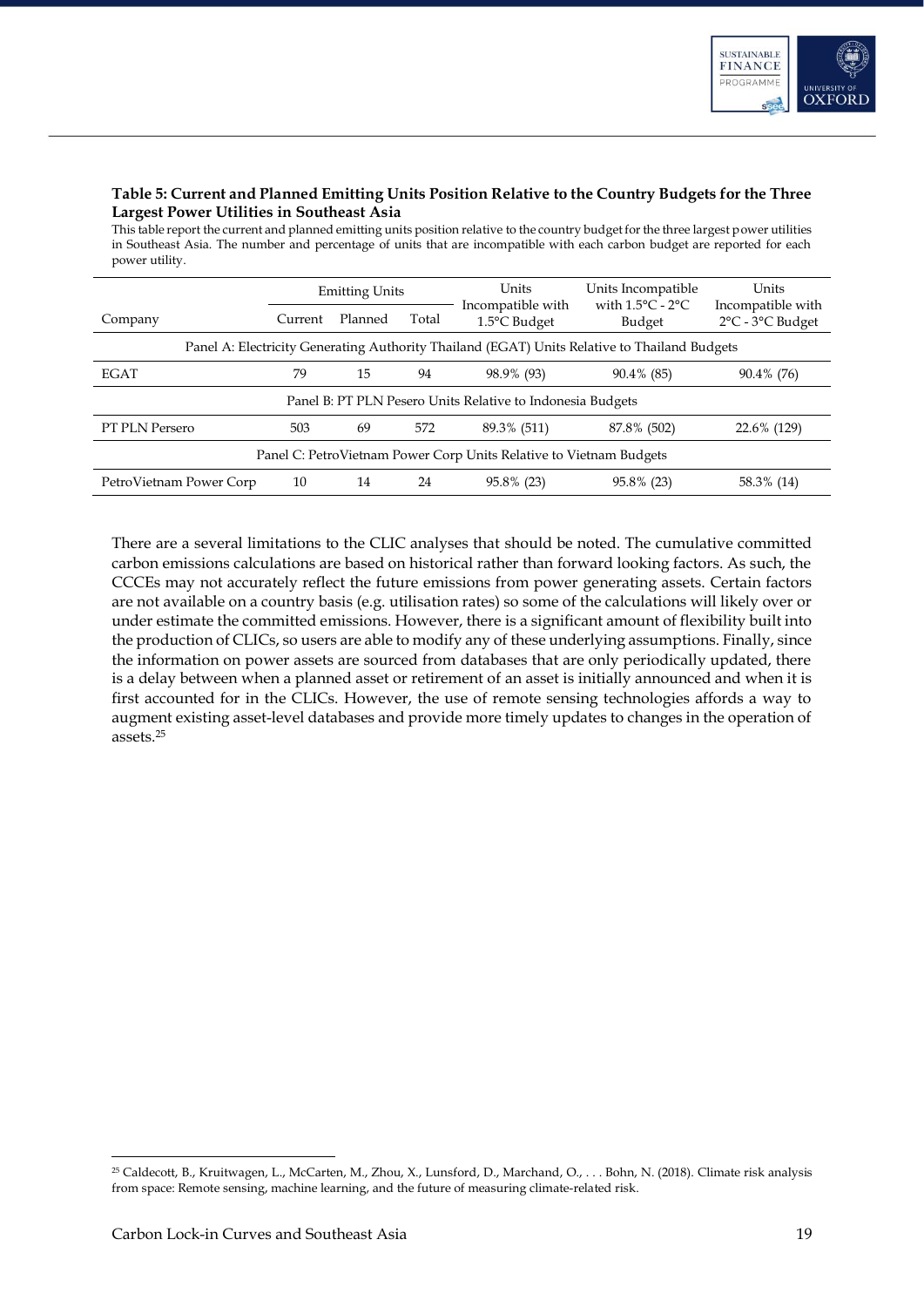**Table 5: Current and Planned Emitting Units Position Relative to the Country Budgets for the Three Largest Power Utilities in Southeast Asia**

This table report the current and planned emitting units position relative to the country budget for the three largest power utilities in Southeast Asia. The number and percentage of units that are incompatible with each carbon budget are reported for each power utility.

| Company | Emitting Units | | | Units Incompatible with 1.5°C Budget | Units Incompatible with 1.5°C - 2°C Budget | Units Incompatible with 2°C - 3°C Budget |
|---|---|---|---|---|---|---|
| | Current | Planned | Total | | | |
| Panel A: Electricity Generating Authority Thailand (EGAT) Units Relative to Thailand Budgets | | | | | | |
| EGAT | 79 | 15 | 94 | 98.9% (93) | 90.4% (85) | 90.4% (76) |
| Panel B: PT PLN Pesero Units Relative to Indonesia Budgets | | | | | | |
| PT PLN Persero | 503 | 69 | 572 | 89.3% (511) | 87.8% (502) | 22.6% (129) |
| Panel C: PetroVietnam Power Corp Units Relative to Vietnam Budgets | | | | | | |
| PetroVietnam Power Corp | 10 | 14 | 24 | 95.8% (23) | 95.8% (23) | 58.3% (14) |

There are a several limitations to the CLIC analyses that should be noted. The cumulative committed carbon emissions calculations are based on historical rather than forward looking factors. As such, the CCCEs may not accurately reflect the future emissions from power generating assets. Certain factors are not available on a country basis (e.g. utilisation rates) so some of the calculations will likely over or under estimate the committed emissions. However, there is a significant amount of flexibility built into the production of CLICs, so users are able to modify any of these underlying assumptions. Finally, since the information on power assets are sourced from databases that are only periodically updated, there is a delay between when a planned asset or retirement of an asset is initially announced and when it is first accounted for in the CLICs. However, the use of remote sensing technologies affords a way to augment existing asset-level databases and provide more timely updates to changes in the operation of assets.[25]

[25] Caldecott, B., Kruitwagen, L., McCarten, M., Zhou, X., Lunsford, D., Marchand, O., . . . Bohn, N. (2018). Climate risk analysis from space: Remote sensing, machine learning, and the future of measuring climate-related risk.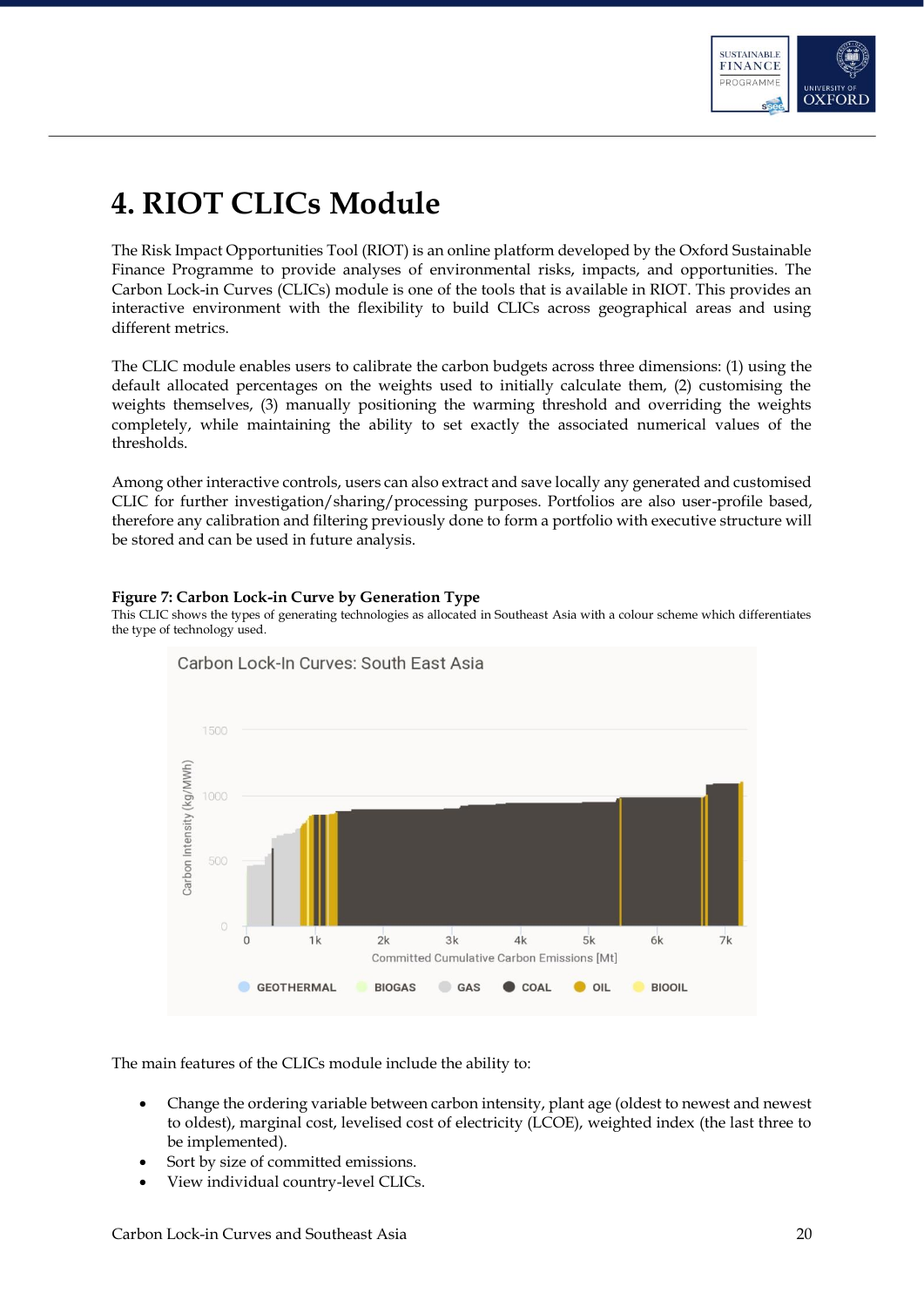# 4. RIOT CLICs Module

The Risk Impact Opportunities Tool (RIOT) is an online platform developed by the Oxford Sustainable Finance Programme to provide analyses of environmental risks, impacts, and opportunities. The Carbon Lock-in Curves (CLICs) module is one of the tools that is available in RIOT. This provides an interactive environment with the flexibility to build CLICs across geographical areas and using different metrics.

The CLIC module enables users to calibrate the carbon budgets across three dimensions: (1) using the default allocated percentages on the weights used to initially calculate them, (2) customising the weights themselves, (3) manually positioning the warming threshold and overriding the weights completely, while maintaining the ability to set exactly the associated numerical values of the thresholds.

Among other interactive controls, users can also extract and save locally any generated and customised CLIC for further investigation/sharing/processing purposes. Portfolios are also user-profile based, therefore any calibration and filtering previously done to form a portfolio with executive structure will be stored and can be used in future analysis.

**Figure 7: Carbon Lock-in Curve by Generation Type**

This CLIC shows the types of generating technologies as allocated in Southeast Asia with a colour scheme which differentiates the type of technology used.

The main features of the CLICs module include the ability to:

- Change the ordering variable between carbon intensity, plant age (oldest to newest and newest to oldest), marginal cost, levelised cost of electricity (LCOE), weighted index (the last three to be implemented).
- Sort by size of committed emissions.
- View individual country-level CLICs.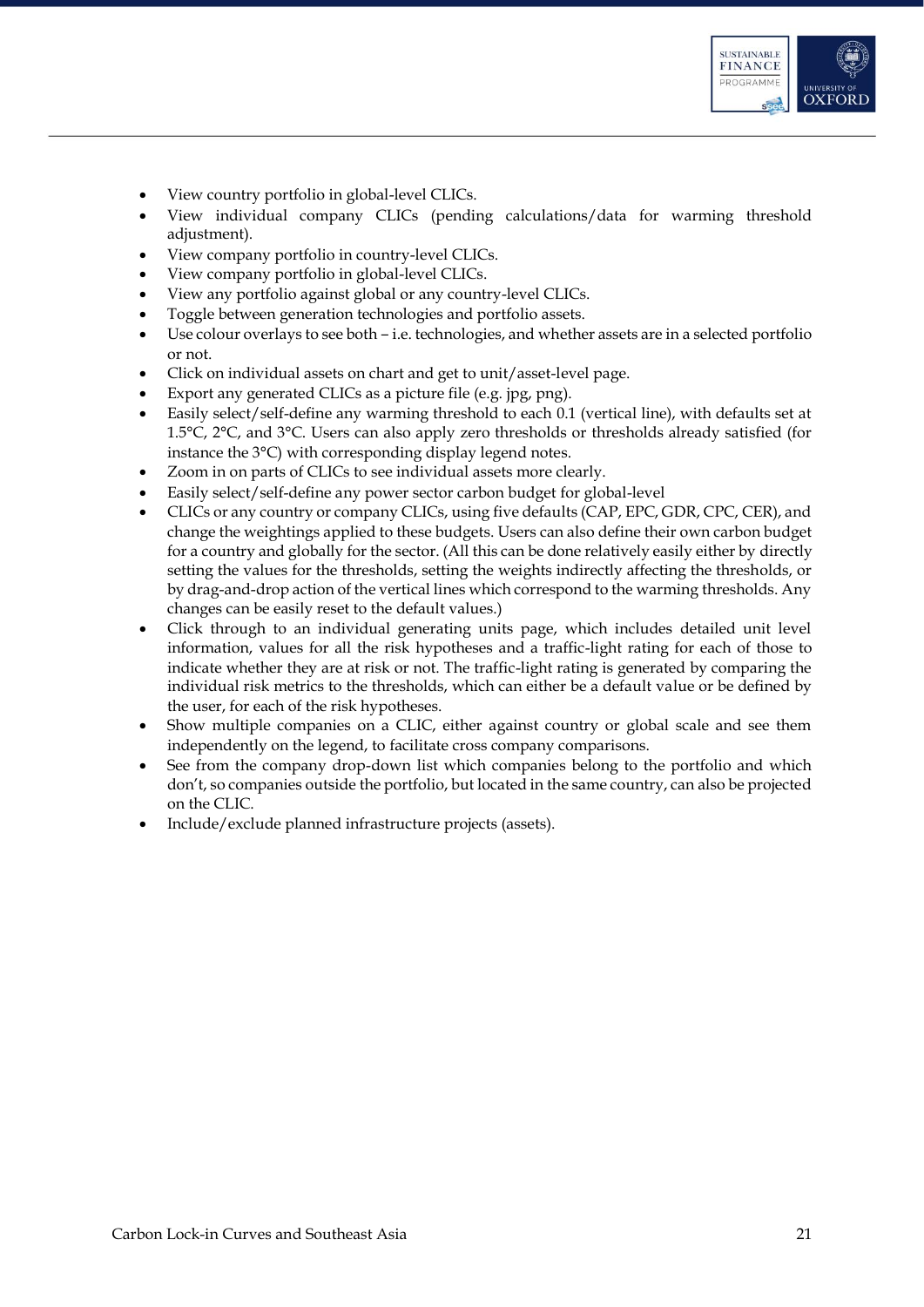- View country portfolio in global-level CLICs.
- View individual company CLICs (pending calculations/data for warming threshold adjustment).
- View company portfolio in country-level CLICs.
- View company portfolio in global-level CLICs.
- View any portfolio against global or any country-level CLICs.
- Toggle between generation technologies and portfolio assets.
- Use colour overlays to see both – i.e. technologies, and whether assets are in a selected portfolio or not.
- Click on individual assets on chart and get to unit/asset-level page.
- Export any generated CLICs as a picture file (e.g. jpg, png).
- Easily select/self-define any warming threshold to each 0.1 (vertical line), with defaults set at 1.5°C, 2°C, and 3°C. Users can also apply zero thresholds or thresholds already satisfied (for instance the 3°C) with corresponding display legend notes.
- Zoom in on parts of CLICs to see individual assets more clearly.
- Easily select/self-define any power sector carbon budget for global-level
- CLICs or any country or company CLICs, using five defaults (CAP, EPC, GDR, CPC, CER), and change the weightings applied to these budgets. Users can also define their own carbon budget for a country and globally for the sector. (All this can be done relatively easily either by directly setting the values for the thresholds, setting the weights indirectly affecting the thresholds, or by drag-and-drop action of the vertical lines which correspond to the warming thresholds. Any changes can be easily reset to the default values.)
- Click through to an individual generating units page, which includes detailed unit level information, values for all the risk hypotheses and a traffic-light rating for each of those to indicate whether they are at risk or not. The traffic-light rating is generated by comparing the individual risk metrics to the thresholds, which can either be a default value or be defined by the user, for each of the risk hypotheses.
- Show multiple companies on a CLIC, either against country or global scale and see them independently on the legend, to facilitate cross company comparisons.
- See from the company drop-down list which companies belong to the portfolio and which don't, so companies outside the portfolio, but located in the same country, can also be projected on the CLIC.
- Include/exclude planned infrastructure projects (assets).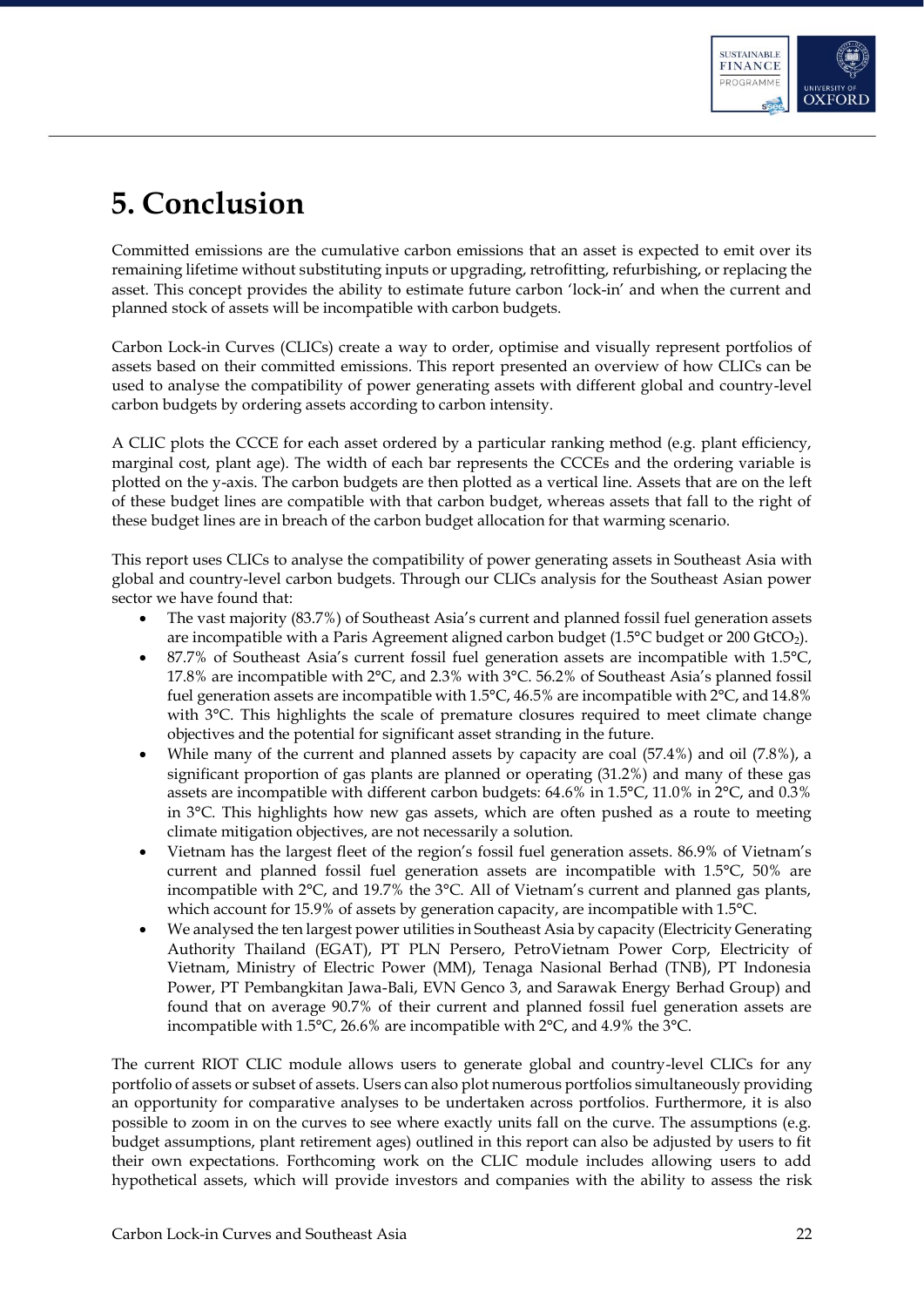# 5. Conclusion

Committed emissions are the cumulative carbon emissions that an asset is expected to emit over its remaining lifetime without substituting inputs or upgrading, retrofitting, refurbishing, or replacing the asset. This concept provides the ability to estimate future carbon 'lock-in' and when the current and planned stock of assets will be incompatible with carbon budgets.

Carbon Lock-in Curves (CLICs) create a way to order, optimise and visually represent portfolios of assets based on their committed emissions. This report presented an overview of how CLICs can be used to analyse the compatibility of power generating assets with different global and country-level carbon budgets by ordering assets according to carbon intensity.

A CLIC plots the CCCE for each asset ordered by a particular ranking method (e.g. plant efficiency, marginal cost, plant age). The width of each bar represents the CCCEs and the ordering variable is plotted on the y-axis. The carbon budgets are then plotted as a vertical line. Assets that are on the left of these budget lines are compatible with that carbon budget, whereas assets that fall to the right of these budget lines are in breach of the carbon budget allocation for that warming scenario.

This report uses CLICs to analyse the compatibility of power generating assets in Southeast Asia with global and country-level carbon budgets. Through our CLICs analysis for the Southeast Asian power sector we have found that:

- The vast majority (83.7%) of Southeast Asia's current and planned fossil fuel generation assets are incompatible with a Paris Agreement aligned carbon budget (1.5°C budget or 200 $GtCO_2$).
- 87.7% of Southeast Asia's current fossil fuel generation assets are incompatible with 1.5°C, 17.8% are incompatible with 2°C, and 2.3% with 3°C. 56.2% of Southeast Asia's planned fossil fuel generation assets are incompatible with 1.5°C, 46.5% are incompatible with 2°C, and 14.8% with 3°C. This highlights the scale of premature closures required to meet climate change objectives and the potential for significant asset stranding in the future.
- While many of the current and planned assets by capacity are coal (57.4%) and oil (7.8%), a significant proportion of gas plants are planned or operating (31.2%) and many of these gas assets are incompatible with different carbon budgets: 64.6% in 1.5°C, 11.0% in 2°C, and 0.3% in 3°C. This highlights how new gas assets, which are often pushed as a route to meeting climate mitigation objectives, are not necessarily a solution.
- Vietnam has the largest fleet of the region's fossil fuel generation assets. 86.9% of Vietnam's current and planned fossil fuel generation assets are incompatible with 1.5°C, 50% are incompatible with 2°C, and 19.7% the 3°C. All of Vietnam's current and planned gas plants, which account for 15.9% of assets by generation capacity, are incompatible with 1.5°C.
- We analysed the ten largest power utilities in Southeast Asia by capacity (Electricity Generating Authority Thailand (EGAT), PT PLN Persero, PetroVietnam Power Corp, Electricity of Vietnam, Ministry of Electric Power (MM), Tenaga Nasional Berhad (TNB), PT Indonesia Power, PT Pembangkitan Jawa-Bali, EVN Genco 3, and Sarawak Energy Berhad Group) and found that on average 90.7% of their current and planned fossil fuel generation assets are incompatible with 1.5°C, 26.6% are incompatible with 2°C, and 4.9% the 3°C.

The current RIOT CLIC module allows users to generate global and country-level CLICs for any portfolio of assets or subset of assets. Users can also plot numerous portfolios simultaneously providing an opportunity for comparative analyses to be undertaken across portfolios. Furthermore, it is also possible to zoom in on the curves to see where exactly units fall on the curve. The assumptions (e.g. budget assumptions, plant retirement ages) outlined in this report can also be adjusted by users to fit their own expectations. Forthcoming work on the CLIC module includes allowing users to add hypothetical assets, which will provide investors and companies with the ability to assess the risk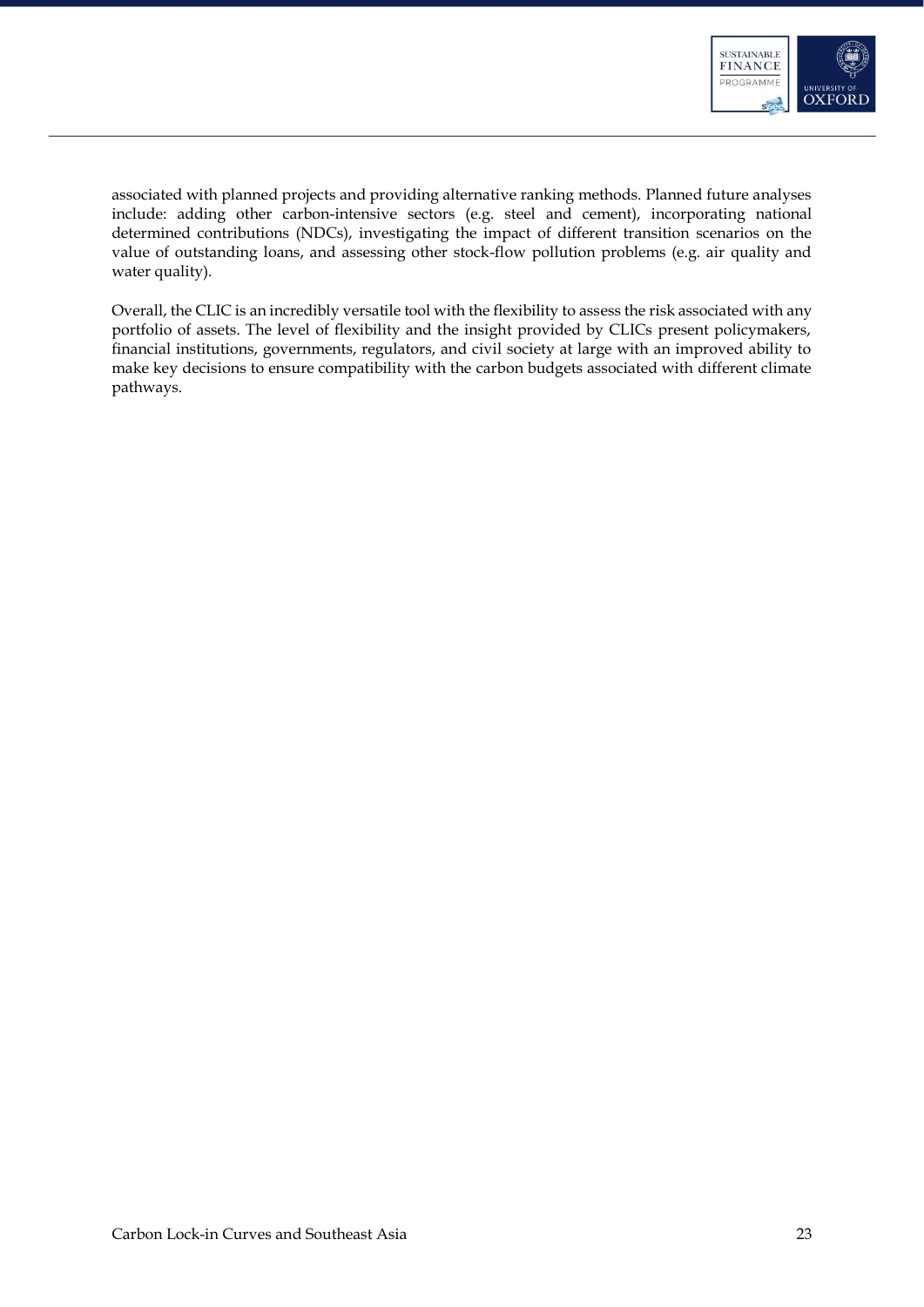associated with planned projects and providing alternative ranking methods. Planned future analyses include: adding other carbon-intensive sectors (e.g. steel and cement), incorporating national determined contributions (NDCs), investigating the impact of different transition scenarios on the value of outstanding loans, and assessing other stock-flow pollution problems (e.g. air quality and water quality).

Overall, the CLIC is an incredibly versatile tool with the flexibility to assess the risk associated with any portfolio of assets. The level of flexibility and the insight provided by CLICs present policymakers, financial institutions, governments, regulators, and civil society at large with an improved ability to make key decisions to ensure compatibility with the carbon budgets associated with different climate pathways.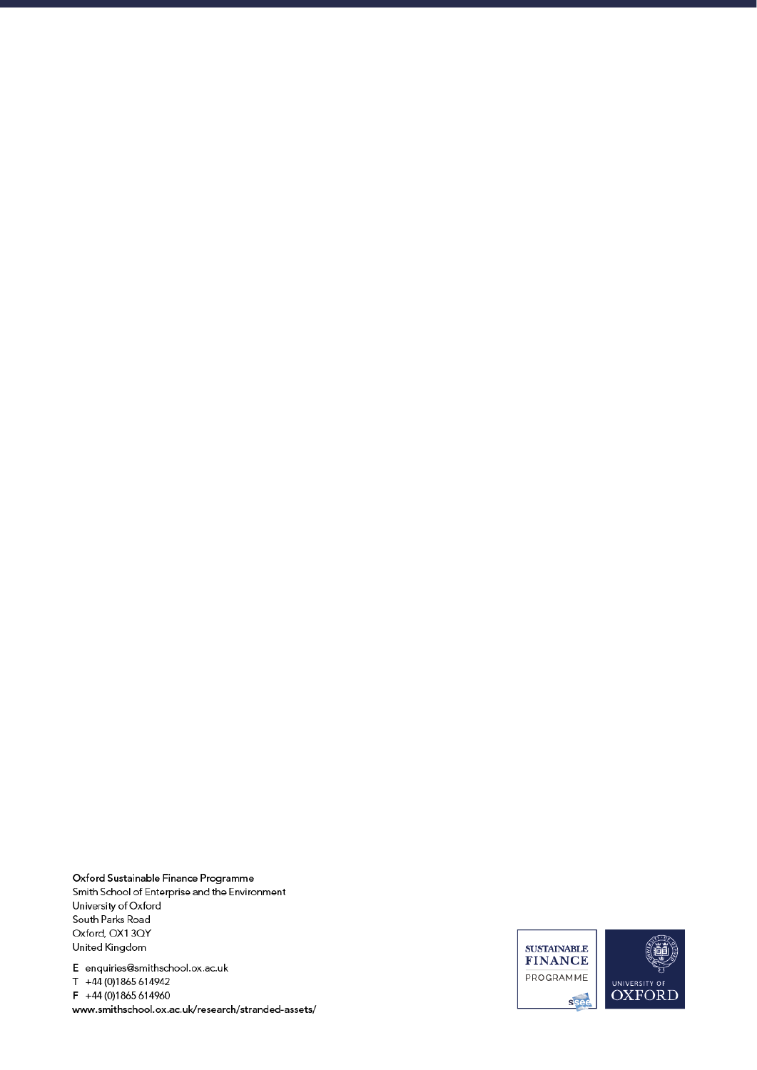Oxford Sustainable Finance Programme
Smith School of Enterprise and the Environment
University of Oxford
South Parks Road
Oxford, OX1 3QY
United Kingdom

E enquiries@smithschool.ox.ac.uk
T +44 (0)1865 614942
F +44 (0)1865 614960
www.smithschool.ox.ac.uk/research/stranded-assets/

SUSTAINABLE FINANCE PROGRAMME

UNIVERSITY OF OXFORD